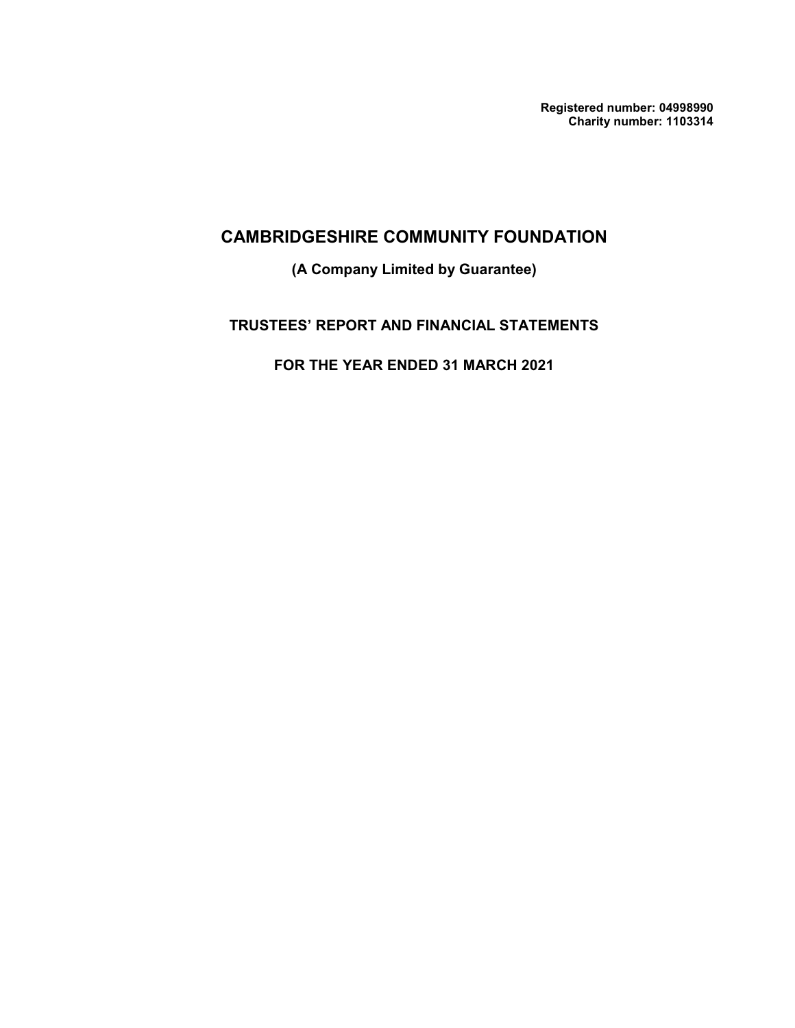**Registered number: 04998990**
**Charity number: 1103314**

# CAMBRIDGESHIRE COMMUNITY FOUNDATION

**(A Company Limited by Guarantee)**

## TRUSTEES' REPORT AND FINANCIAL STATEMENTS

## FOR THE YEAR ENDED 31 MARCH 2021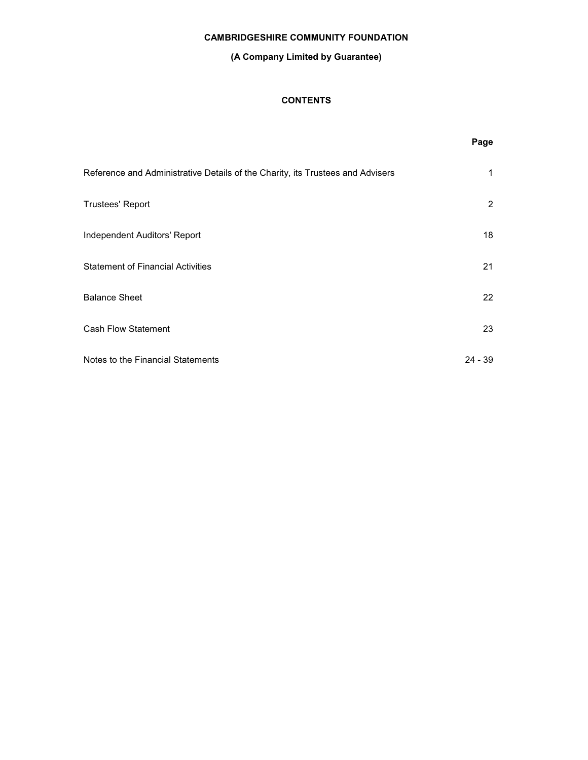**CAMBRIDGESHIRE COMMUNITY FOUNDATION**

**(A Company Limited by Guarantee)**

## CONTENTS

| | **Page** |
|---|---|
| Reference and Administrative Details of the Charity, its Trustees and Advisers | 1 |
| Trustees' Report | 2 |
| Independent Auditors' Report | 18 |
| Statement of Financial Activities | 21 |
| Balance Sheet | 22 |
| Cash Flow Statement | 23 |
| Notes to the Financial Statements | 24 - 39 |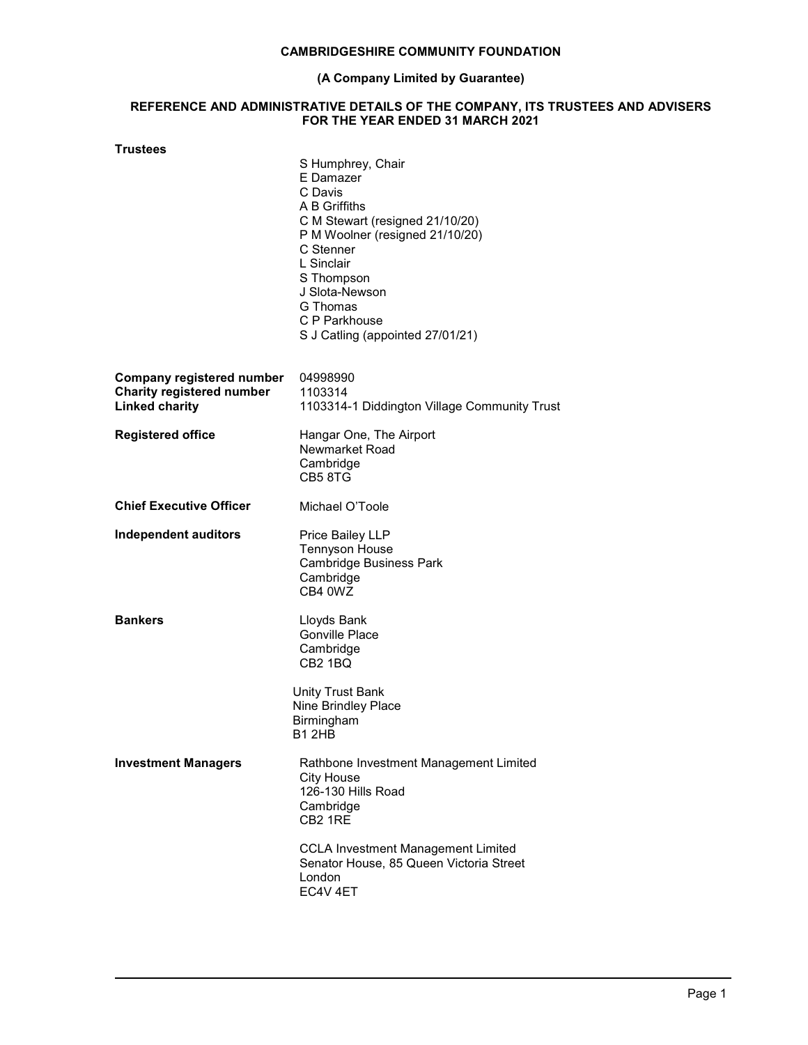# CAMBRIDGESHIRE COMMUNITY FOUNDATION

**(A Company Limited by Guarantee)**

## REFERENCE AND ADMINISTRATIVE DETAILS OF THE COMPANY, ITS TRUSTEES AND ADVISERS FOR THE YEAR ENDED 31 MARCH 2021

**Trustees**

S Humphrey, Chair
E Damazer
C Davis
A B Griffiths
C M Stewart (resigned 21/10/20)
P M Woolner (resigned 21/10/20)
C Stenner
L Sinclair
S Thompson
J Slota-Newson
G Thomas
C P Parkhouse
S J Catling (appointed 27/01/21)

**Company registered number** 04998990

**Charity registered number** 1103314

**Linked charity** 1103314-1 Diddington Village Community Trust

**Registered office**

Hangar One, The Airport
Newmarket Road
Cambridge
CB5 8TG

**Chief Executive Officer** Michael O'Toole

**Independent auditors**

Price Bailey LLP
Tennyson House
Cambridge Business Park
Cambridge
CB4 0WZ

**Bankers**

Lloyds Bank
Gonville Place
Cambridge
CB2 1BQ

Unity Trust Bank
Nine Brindley Place
Birmingham
B1 2HB

**Investment Managers**

Rathbone Investment Management Limited
City House
126-130 Hills Road
Cambridge
CB2 1RE

CCLA Investment Management Limited
Senator House, 85 Queen Victoria Street
London
EC4V 4ET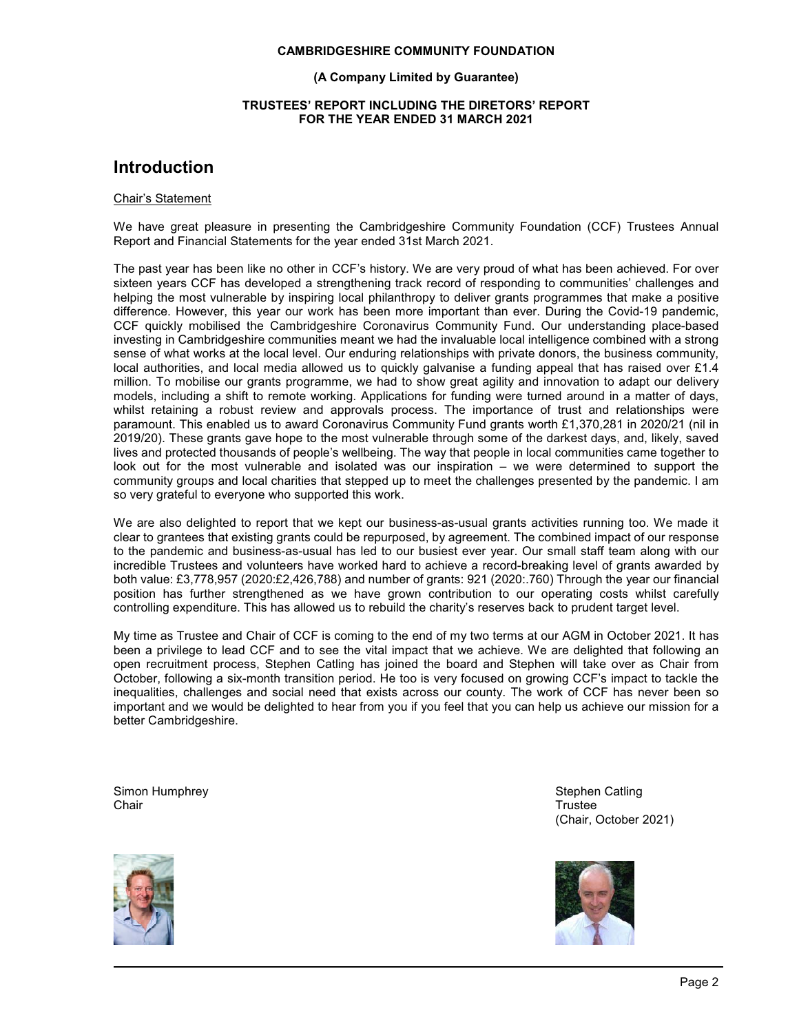**CAMBRIDGESHIRE COMMUNITY FOUNDATION**

**(A Company Limited by Guarantee)**

**TRUSTEES' REPORT INCLUDING THE DIRETORS' REPORT FOR THE YEAR ENDED 31 MARCH 2021**

# Introduction

Chair's Statement

We have great pleasure in presenting the Cambridgeshire Community Foundation (CCF) Trustees Annual Report and Financial Statements for the year ended 31st March 2021.

The past year has been like no other in CCF's history. We are very proud of what has been achieved. For over sixteen years CCF has developed a strengthening track record of responding to communities' challenges and helping the most vulnerable by inspiring local philanthropy to deliver grants programmes that make a positive difference. However, this year our work has been more important than ever. During the Covid-19 pandemic, CCF quickly mobilised the Cambridgeshire Coronavirus Community Fund. Our understanding place-based investing in Cambridgeshire communities meant we had the invaluable local intelligence combined with a strong sense of what works at the local level. Our enduring relationships with private donors, the business community, local authorities, and local media allowed us to quickly galvanise a funding appeal that has raised over £1.4 million. To mobilise our grants programme, we had to show great agility and innovation to adapt our delivery models, including a shift to remote working. Applications for funding were turned around in a matter of days, whilst retaining a robust review and approvals process. The importance of trust and relationships were paramount. This enabled us to award Coronavirus Community Fund grants worth £1,370,281 in 2020/21 (nil in 2019/20). These grants gave hope to the most vulnerable through some of the darkest days, and, likely, saved lives and protected thousands of people's wellbeing. The way that people in local communities came together to look out for the most vulnerable and isolated was our inspiration – we were determined to support the community groups and local charities that stepped up to meet the challenges presented by the pandemic. I am so very grateful to everyone who supported this work.

We are also delighted to report that we kept our business-as-usual grants activities running too. We made it clear to grantees that existing grants could be repurposed, by agreement. The combined impact of our response to the pandemic and business-as-usual has led to our busiest ever year. Our small staff team along with our incredible Trustees and volunteers have worked hard to achieve a record-breaking level of grants awarded by both value: £3,778,957 (2020:£2,426,788) and number of grants: 921 (2020:.760) Through the year our financial position has further strengthened as we have grown contribution to our operating costs whilst carefully controlling expenditure. This has allowed us to rebuild the charity's reserves back to prudent target level.

My time as Trustee and Chair of CCF is coming to the end of my two terms at our AGM in October 2021. It has been a privilege to lead CCF and to see the vital impact that we achieve. We are delighted that following an open recruitment process, Stephen Catling has joined the board and Stephen will take over as Chair from October, following a six-month transition period. He too is very focused on growing CCF's impact to tackle the inequalities, challenges and social need that exists across our county. The work of CCF has never been so important and we would be delighted to hear from you if you feel that you can help us achieve our mission for a better Cambridgeshire.

Simon Humphrey
Chair

Stephen Catling
Trustee
(Chair, October 2021)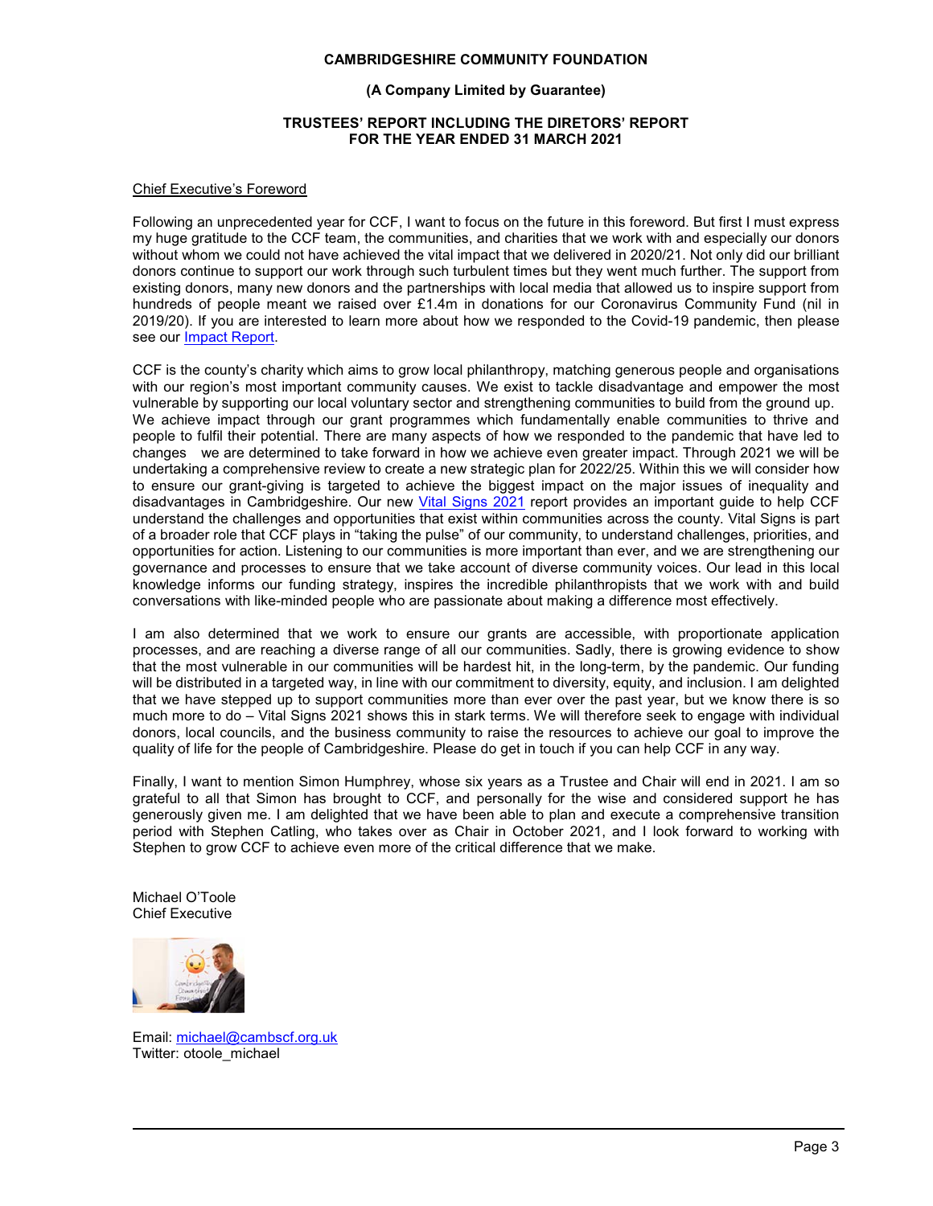# CAMBRIDGESHIRE COMMUNITY FOUNDATION

## (A Company Limited by Guarantee)

## TRUSTEES' REPORT INCLUDING THE DIRETORS' REPORT FOR THE YEAR ENDED 31 MARCH 2021

### Chief Executive's Foreword

Following an unprecedented year for CCF, I want to focus on the future in this foreword. But first I must express my huge gratitude to the CCF team, the communities, and charities that we work with and especially our donors without whom we could not have achieved the vital impact that we delivered in 2020/21. Not only did our brilliant donors continue to support our work through such turbulent times but they went much further. The support from existing donors, many new donors and the partnerships with local media that allowed us to inspire support from hundreds of people meant we raised over £1.4m in donations for our Coronavirus Community Fund (nil in 2019/20). If you are interested to learn more about how we responded to the Covid-19 pandemic, then please see our Impact Report.

CCF is the county's charity which aims to grow local philanthropy, matching generous people and organisations with our region's most important community causes. We exist to tackle disadvantage and empower the most vulnerable by supporting our local voluntary sector and strengthening communities to build from the ground up. We achieve impact through our grant programmes which fundamentally enable communities to thrive and people to fulfil their potential. There are many aspects of how we responded to the pandemic that have led to changes we are determined to take forward in how we achieve even greater impact. Through 2021 we will be undertaking a comprehensive review to create a new strategic plan for 2022/25. Within this we will consider how to ensure our grant-giving is targeted to achieve the biggest impact on the major issues of inequality and disadvantages in Cambridgeshire. Our new Vital Signs 2021 report provides an important guide to help CCF understand the challenges and opportunities that exist within communities across the county. Vital Signs is part of a broader role that CCF plays in "taking the pulse" of our community, to understand challenges, priorities, and opportunities for action. Listening to our communities is more important than ever, and we are strengthening our governance and processes to ensure that we take account of diverse community voices. Our lead in this local knowledge informs our funding strategy, inspires the incredible philanthropists that we work with and build conversations with like-minded people who are passionate about making a difference most effectively.

I am also determined that we work to ensure our grants are accessible, with proportionate application processes, and are reaching a diverse range of all our communities. Sadly, there is growing evidence to show that the most vulnerable in our communities will be hardest hit, in the long-term, by the pandemic. Our funding will be distributed in a targeted way, in line with our commitment to diversity, equity, and inclusion. I am delighted that we have stepped up to support communities more than ever over the past year, but we know there is so much more to do – Vital Signs 2021 shows this in stark terms. We will therefore seek to engage with individual donors, local councils, and the business community to raise the resources to achieve our goal to improve the quality of life for the people of Cambridgeshire. Please do get in touch if you can help CCF in any way.

Finally, I want to mention Simon Humphrey, whose six years as a Trustee and Chair will end in 2021. I am so grateful to all that Simon has brought to CCF, and personally for the wise and considered support he has generously given me. I am delighted that we have been able to plan and execute a comprehensive transition period with Stephen Catling, who takes over as Chair in October 2021, and I look forward to working with Stephen to grow CCF to achieve even more of the critical difference that we make.

Michael O'Toole
Chief Executive

Email: michael@cambscf.org.uk
Twitter: otoole_michael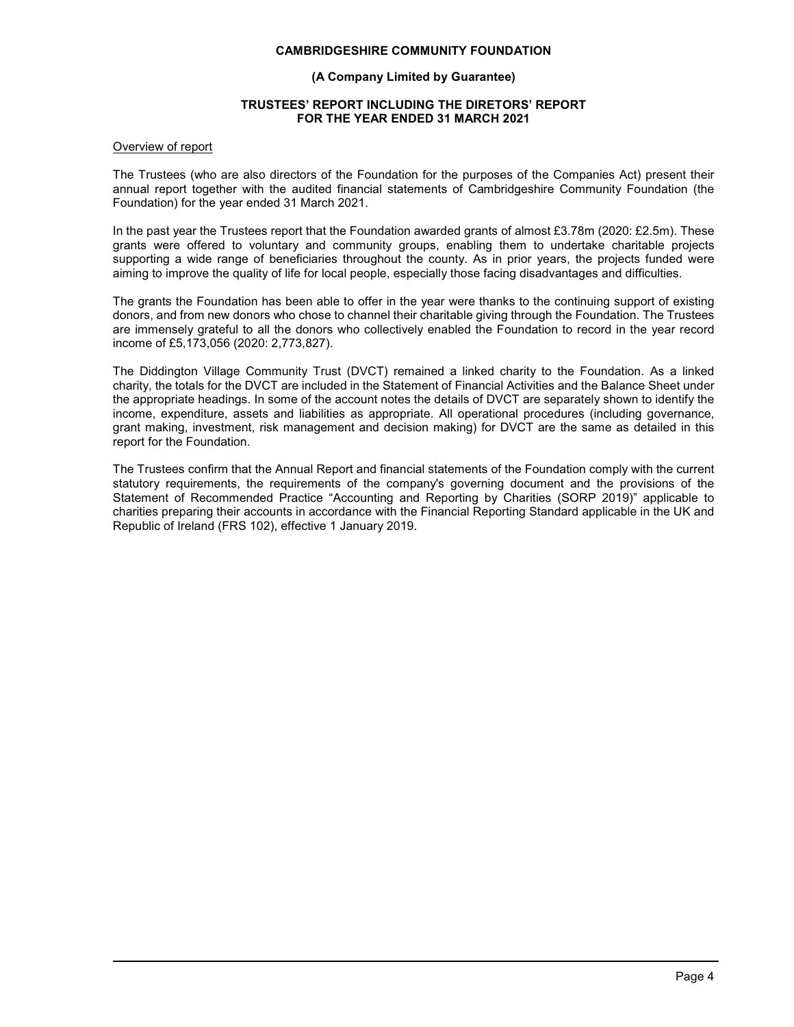# CAMBRIDGESHIRE COMMUNITY FOUNDATION

## (A Company Limited by Guarantee)

## TRUSTEES' REPORT INCLUDING THE DIRETORS' REPORT FOR THE YEAR ENDED 31 MARCH 2021

Overview of report

The Trustees (who are also directors of the Foundation for the purposes of the Companies Act) present their annual report together with the audited financial statements of Cambridgeshire Community Foundation (the Foundation) for the year ended 31 March 2021.

In the past year the Trustees report that the Foundation awarded grants of almost £3.78m (2020: £2.5m). These grants were offered to voluntary and community groups, enabling them to undertake charitable projects supporting a wide range of beneficiaries throughout the county. As in prior years, the projects funded were aiming to improve the quality of life for local people, especially those facing disadvantages and difficulties.

The grants the Foundation has been able to offer in the year were thanks to the continuing support of existing donors, and from new donors who chose to channel their charitable giving through the Foundation. The Trustees are immensely grateful to all the donors who collectively enabled the Foundation to record in the year record income of £5,173,056 (2020: 2,773,827).

The Diddington Village Community Trust (DVCT) remained a linked charity to the Foundation. As a linked charity, the totals for the DVCT are included in the Statement of Financial Activities and the Balance Sheet under the appropriate headings. In some of the account notes the details of DVCT are separately shown to identify the income, expenditure, assets and liabilities as appropriate. All operational procedures (including governance, grant making, investment, risk management and decision making) for DVCT are the same as detailed in this report for the Foundation.

The Trustees confirm that the Annual Report and financial statements of the Foundation comply with the current statutory requirements, the requirements of the company's governing document and the provisions of the Statement of Recommended Practice "Accounting and Reporting by Charities (SORP 2019)" applicable to charities preparing their accounts in accordance with the Financial Reporting Standard applicable in the UK and Republic of Ireland (FRS 102), effective 1 January 2019.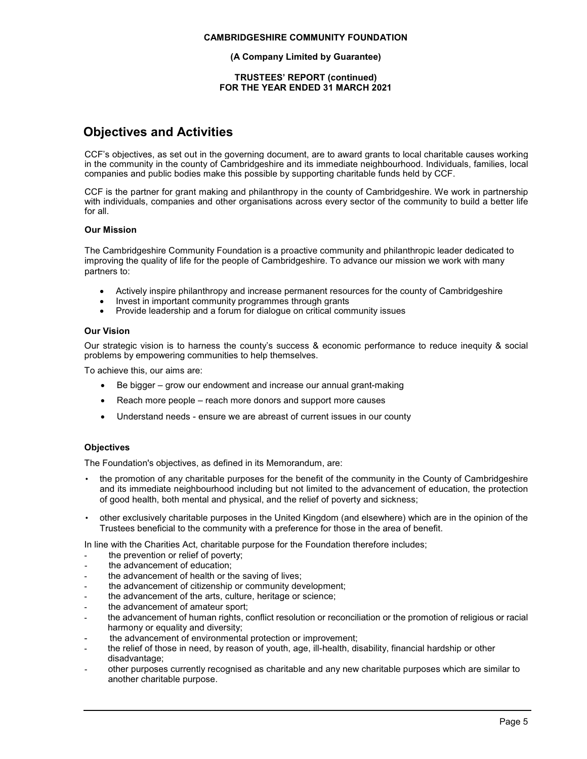# Objectives and Activities

CCF's objectives, as set out in the governing document, are to award grants to local charitable causes working in the community in the county of Cambridgeshire and its immediate neighbourhood. Individuals, families, local companies and public bodies make this possible by supporting charitable funds held by CCF.

CCF is the partner for grant making and philanthropy in the county of Cambridgeshire. We work in partnership with individuals, companies and other organisations across every sector of the community to build a better life for all.

### Our Mission

The Cambridgeshire Community Foundation is a proactive community and philanthropic leader dedicated to improving the quality of life for the people of Cambridgeshire. To advance our mission we work with many partners to:

- Actively inspire philanthropy and increase permanent resources for the county of Cambridgeshire
- Invest in important community programmes through grants
- Provide leadership and a forum for dialogue on critical community issues

### Our Vision

Our strategic vision is to harness the county's success & economic performance to reduce inequity & social problems by empowering communities to help themselves.

To achieve this, our aims are:

- Be bigger – grow our endowment and increase our annual grant-making
- Reach more people – reach more donors and support more causes
- Understand needs - ensure we are abreast of current issues in our county

### Objectives

The Foundation's objectives, as defined in its Memorandum, are:

- the promotion of any charitable purposes for the benefit of the community in the County of Cambridgeshire and its immediate neighbourhood including but not limited to the advancement of education, the protection of good health, both mental and physical, and the relief of poverty and sickness;
- other exclusively charitable purposes in the United Kingdom (and elsewhere) which are in the opinion of the Trustees beneficial to the community with a preference for those in the area of benefit.

In line with the Charities Act, charitable purpose for the Foundation therefore includes;

- the prevention or relief of poverty;
- the advancement of education;
- the advancement of health or the saving of lives;
- the advancement of citizenship or community development;
- the advancement of the arts, culture, heritage or science;
- the advancement of amateur sport;
- the advancement of human rights, conflict resolution or reconciliation or the promotion of religious or racial harmony or equality and diversity;
- the advancement of environmental protection or improvement;
- the relief of those in need, by reason of youth, age, ill-health, disability, financial hardship or other disadvantage;
- other purposes currently recognised as charitable and any new charitable purposes which are similar to another charitable purpose.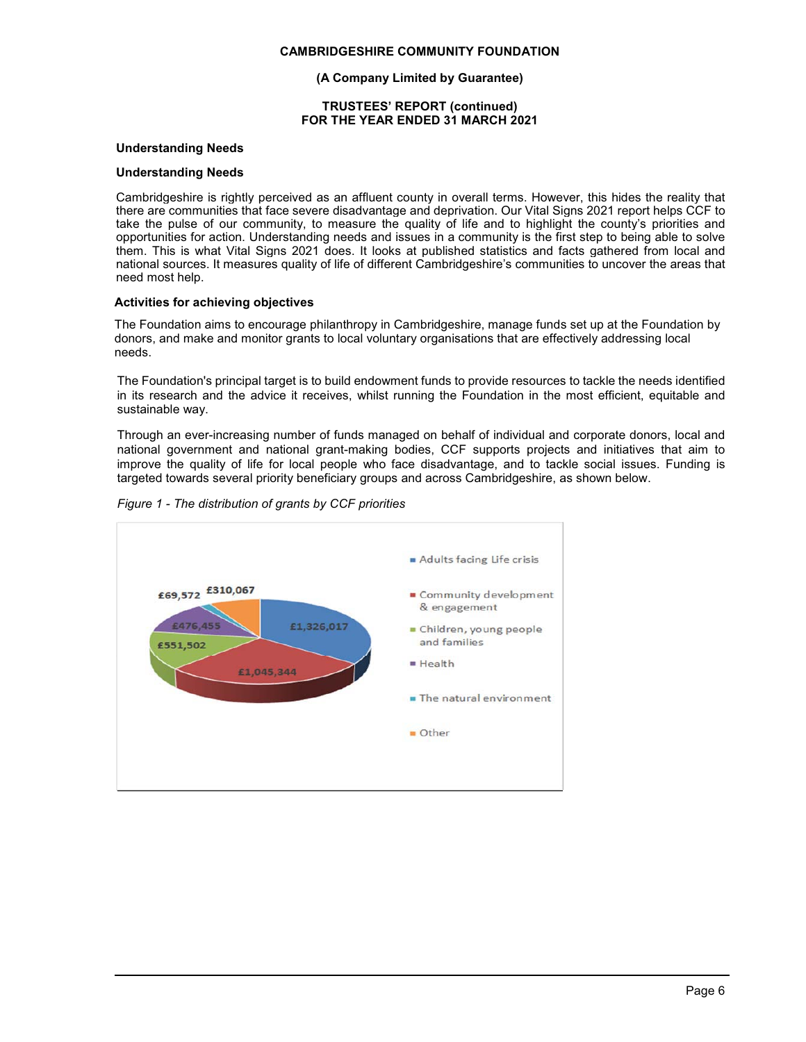## Understanding Needs

## Understanding Needs

Cambridgeshire is rightly perceived as an affluent county in overall terms. However, this hides the reality that there are communities that face severe disadvantage and deprivation. Our Vital Signs 2021 report helps CCF to take the pulse of our community, to measure the quality of life and to highlight the county's priorities and opportunities for action. Understanding needs and issues in a community is the first step to being able to solve them. This is what Vital Signs 2021 does. It looks at published statistics and facts gathered from local and national sources. It measures quality of life of different Cambridgeshire's communities to uncover the areas that need most help.

## Activities for achieving objectives

The Foundation aims to encourage philanthropy in Cambridgeshire, manage funds set up at the Foundation by donors, and make and monitor grants to local voluntary organisations that are effectively addressing local needs.

The Foundation's principal target is to build endowment funds to provide resources to tackle the needs identified in its research and the advice it receives, whilst running the Foundation in the most efficient, equitable and sustainable way.

Through an ever-increasing number of funds managed on behalf of individual and corporate donors, local and national government and national grant-making bodies, CCF supports projects and initiatives that aim to improve the quality of life for local people who face disadvantage, and to tackle social issues. Funding is targeted towards several priority beneficiary groups and across Cambridgeshire, as shown below.

*Figure 1 - The distribution of grants by CCF priorities*

| Priority | Amount |
|---|---|
| Adults facing Life crisis | £1,326,017 |
| Community development & engagement | £1,045,344 |
| Children, young people and families | £551,502 |
| Health | £476,455 |
| The natural environment | £69,572 |
| Other | £310,067 |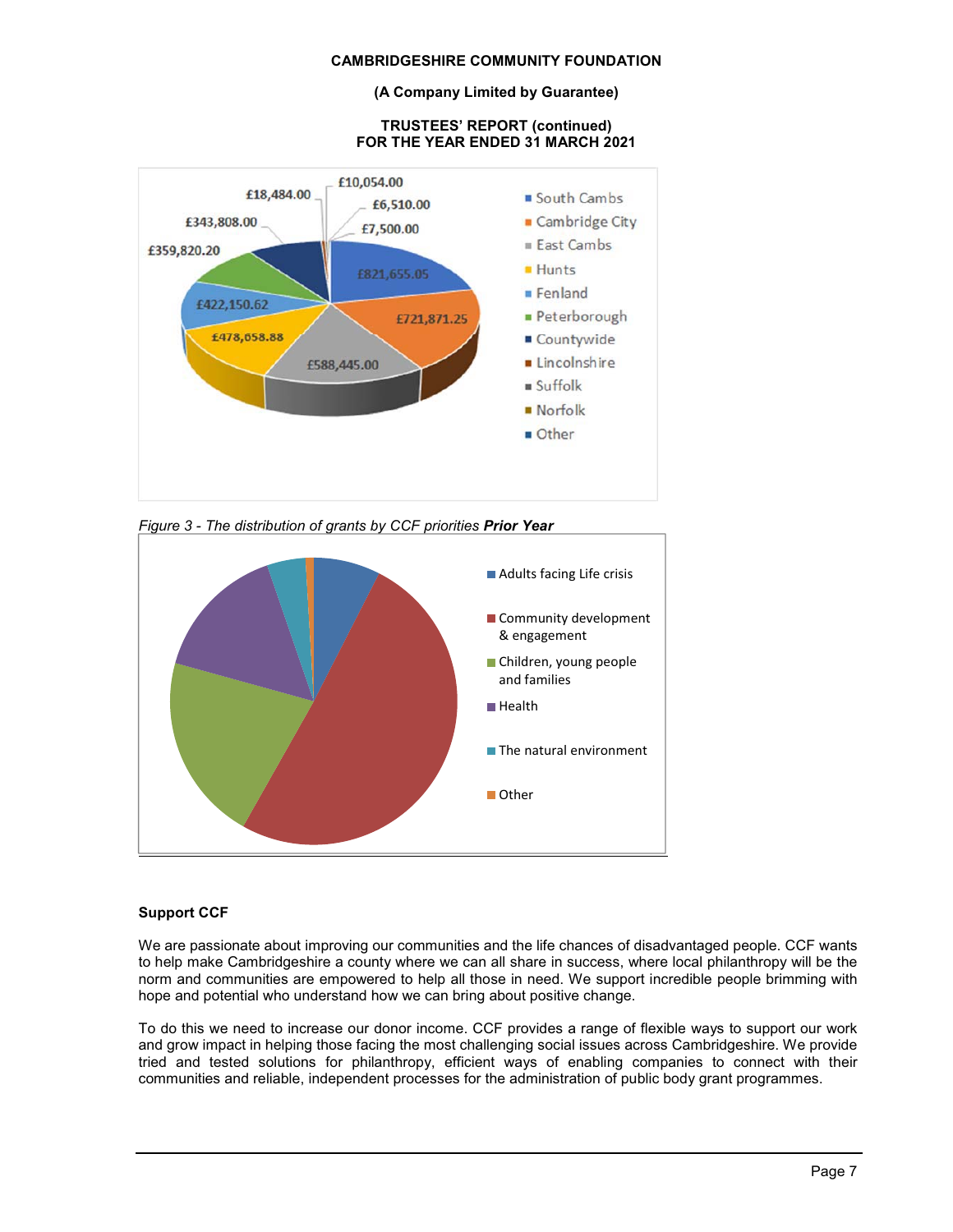Figure 3 - The distribution of grants by CCF priorities ***Prior Year***

## Support CCF

We are passionate about improving our communities and the life chances of disadvantaged people. CCF wants to help make Cambridgeshire a county where we can all share in success, where local philanthropy will be the norm and communities are empowered to help all those in need. We support incredible people brimming with hope and potential who understand how we can bring about positive change.

To do this we need to increase our donor income. CCF provides a range of flexible ways to support our work and grow impact in helping those facing the most challenging social issues across Cambridgeshire. We provide tried and tested solutions for philanthropy, efficient ways of enabling companies to connect with their communities and reliable, independent processes for the administration of public body grant programmes.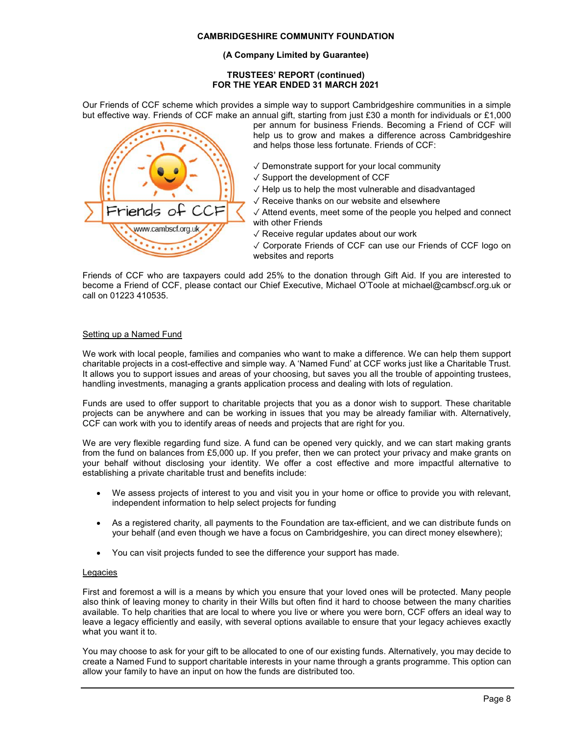Our Friends of CCF scheme which provides a simple way to support Cambridgeshire communities in a simple but effective way. Friends of CCF make an annual gift, starting from just £30 a month for individuals or £1,000 per annum for business Friends. Becoming a Friend of CCF will help us to grow and makes a difference across Cambridgeshire and helps those less fortunate. Friends of CCF:

✓ Demonstrate support for your local community
✓ Support the development of CCF
✓ Help us to help the most vulnerable and disadvantaged
✓ Receive thanks on our website and elsewhere
✓ Attend events, meet some of the people you helped and connect with other Friends
✓ Receive regular updates about our work
✓ Corporate Friends of CCF can use our Friends of CCF logo on websites and reports

Friends of CCF who are taxpayers could add 25% to the donation through Gift Aid. If you are interested to become a Friend of CCF, please contact our Chief Executive, Michael O'Toole at michael@cambscf.org.uk or call on 01223 410535.

## Setting up a Named Fund

We work with local people, families and companies who want to make a difference. We can help them support charitable projects in a cost-effective and simple way. A 'Named Fund' at CCF works just like a Charitable Trust. It allows you to support issues and areas of your choosing, but saves you all the trouble of appointing trustees, handling investments, managing a grants application process and dealing with lots of regulation.

Funds are used to offer support to charitable projects that you as a donor wish to support. These charitable projects can be anywhere and can be working in issues that you may be already familiar with. Alternatively, CCF can work with you to identify areas of needs and projects that are right for you.

We are very flexible regarding fund size. A fund can be opened very quickly, and we can start making grants from the fund on balances from £5,000 up. If you prefer, then we can protect your privacy and make grants on your behalf without disclosing your identity. We offer a cost effective and more impactful alternative to establishing a private charitable trust and benefits include:

- We assess projects of interest to you and visit you in your home or office to provide you with relevant, independent information to help select projects for funding
- As a registered charity, all payments to the Foundation are tax-efficient, and we can distribute funds on your behalf (and even though we have a focus on Cambridgeshire, you can direct money elsewhere);
- You can visit projects funded to see the difference your support has made.

## Legacies

First and foremost a will is a means by which you ensure that your loved ones will be protected. Many people also think of leaving money to charity in their Wills but often find it hard to choose between the many charities available. To help charities that are local to where you live or where you were born, CCF offers an ideal way to leave a legacy efficiently and easily, with several options available to ensure that your legacy achieves exactly what you want it to.

You may choose to ask for your gift to be allocated to one of our existing funds. Alternatively, you may decide to create a Named Fund to support charitable interests in your name through a grants programme. This option can allow your family to have an input on how the funds are distributed too.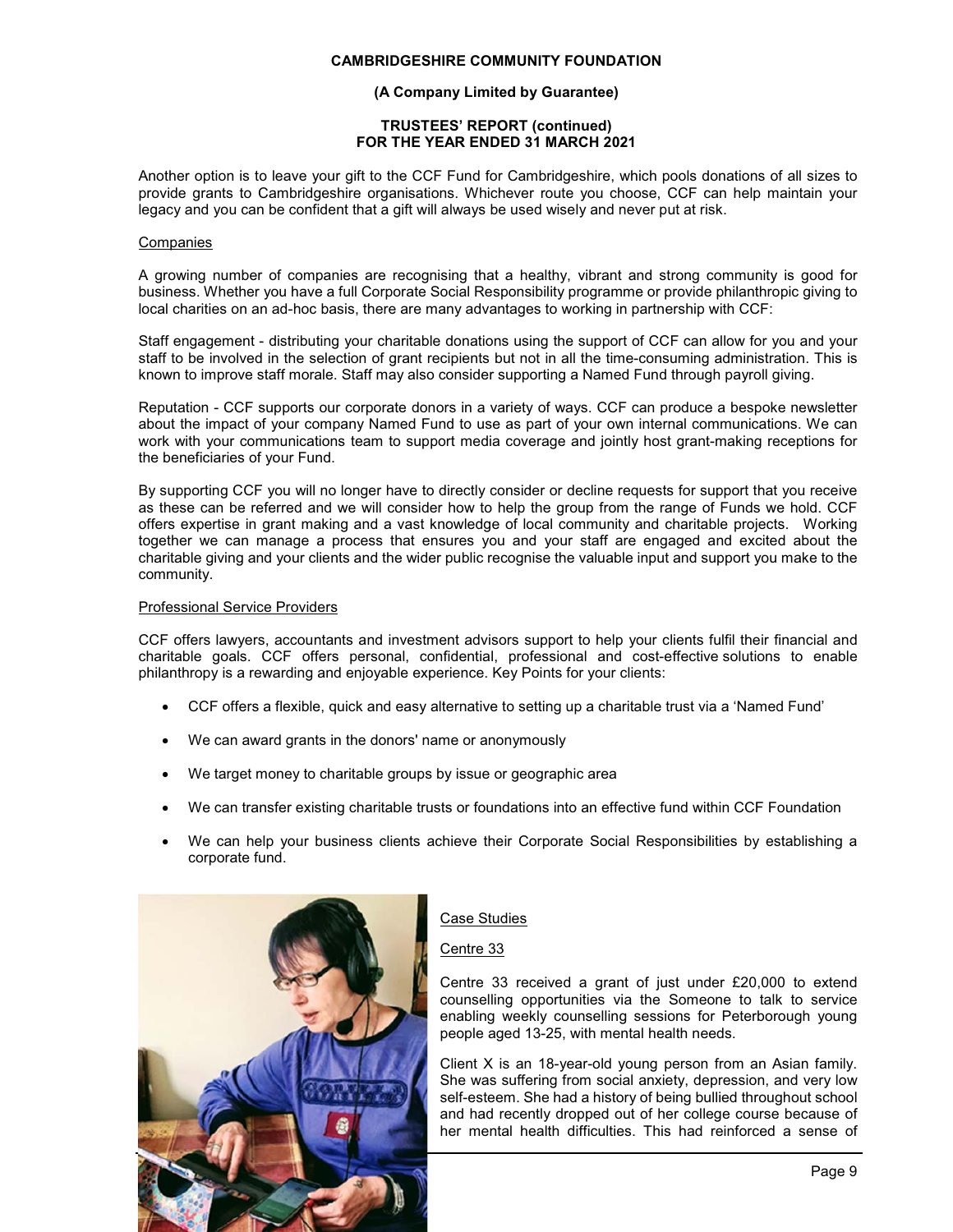Another option is to leave your gift to the CCF Fund for Cambridgeshire, which pools donations of all sizes to provide grants to Cambridgeshire organisations. Whichever route you choose, CCF can help maintain your legacy and you can be confident that a gift will always be used wisely and never put at risk.

### Companies

A growing number of companies are recognising that a healthy, vibrant and strong community is good for business. Whether you have a full Corporate Social Responsibility programme or provide philanthropic giving to local charities on an ad-hoc basis, there are many advantages to working in partnership with CCF:

Staff engagement - distributing your charitable donations using the support of CCF can allow for you and your staff to be involved in the selection of grant recipients but not in all the time-consuming administration. This is known to improve staff morale. Staff may also consider supporting a Named Fund through payroll giving.

Reputation - CCF supports our corporate donors in a variety of ways. CCF can produce a bespoke newsletter about the impact of your company Named Fund to use as part of your own internal communications. We can work with your communications team to support media coverage and jointly host grant-making receptions for the beneficiaries of your Fund.

By supporting CCF you will no longer have to directly consider or decline requests for support that you receive as these can be referred and we will consider how to help the group from the range of Funds we hold. CCF offers expertise in grant making and a vast knowledge of local community and charitable projects. Working together we can manage a process that ensures you and your staff are engaged and excited about the charitable giving and your clients and the wider public recognise the valuable input and support you make to the community.

### Professional Service Providers

CCF offers lawyers, accountants and investment advisors support to help your clients fulfil their financial and charitable goals. CCF offers personal, confidential, professional and cost-effective solutions to enable philanthropy is a rewarding and enjoyable experience. Key Points for your clients:

- CCF offers a flexible, quick and easy alternative to setting up a charitable trust via a 'Named Fund'
- We can award grants in the donors' name or anonymously
- We target money to charitable groups by issue or geographic area
- We can transfer existing charitable trusts or foundations into an effective fund within CCF Foundation
- We can help your business clients achieve their Corporate Social Responsibilities by establishing a corporate fund.

### Case Studies

#### Centre 33

Centre 33 received a grant of just under £20,000 to extend counselling opportunities via the Someone to talk to service enabling weekly counselling sessions for Peterborough young people aged 13-25, with mental health needs.

Client X is an 18-year-old young person from an Asian family. She was suffering from social anxiety, depression, and very low self-esteem. She had a history of being bullied throughout school and had recently dropped out of her college course because of her mental health difficulties. This had reinforced a sense of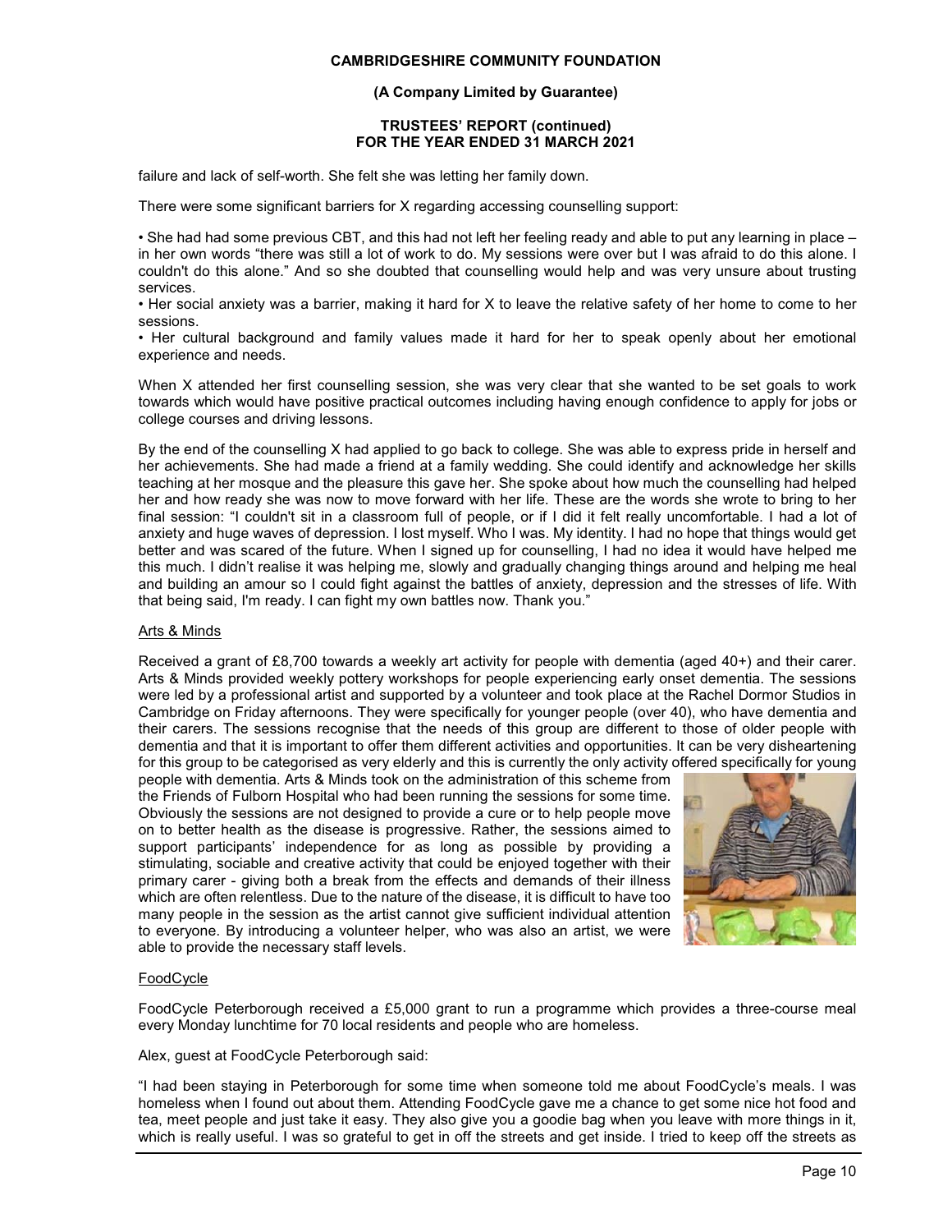failure and lack of self-worth. She felt she was letting her family down.

There were some significant barriers for X regarding accessing counselling support:

• She had had some previous CBT, and this had not left her feeling ready and able to put any learning in place – in her own words "there was still a lot of work to do. My sessions were over but I was afraid to do this alone. I couldn't do this alone." And so she doubted that counselling would help and was very unsure about trusting services.
• Her social anxiety was a barrier, making it hard for X to leave the relative safety of her home to come to her sessions.
• Her cultural background and family values made it hard for her to speak openly about her emotional experience and needs.

When X attended her first counselling session, she was very clear that she wanted to be set goals to work towards which would have positive practical outcomes including having enough confidence to apply for jobs or college courses and driving lessons.

By the end of the counselling X had applied to go back to college. She was able to express pride in herself and her achievements. She had made a friend at a family wedding. She could identify and acknowledge her skills teaching at her mosque and the pleasure this gave her. She spoke about how much the counselling had helped her and how ready she was now to move forward with her life. These are the words she wrote to bring to her final session: "I couldn't sit in a classroom full of people, or if I did it felt really uncomfortable. I had a lot of anxiety and huge waves of depression. I lost myself. Who I was. My identity. I had no hope that things would get better and was scared of the future. When I signed up for counselling, I had no idea it would have helped me this much. I didn't realise it was helping me, slowly and gradually changing things around and helping me heal and building an amour so I could fight against the battles of anxiety, depression and the stresses of life. With that being said, I'm ready. I can fight my own battles now. Thank you."

Arts & Minds

Received a grant of £8,700 towards a weekly art activity for people with dementia (aged 40+) and their carer. Arts & Minds provided weekly pottery workshops for people experiencing early onset dementia. The sessions were led by a professional artist and supported by a volunteer and took place at the Rachel Dormor Studios in Cambridge on Friday afternoons. They were specifically for younger people (over 40), who have dementia and their carers. The sessions recognise that the needs of this group are different to those of older people with dementia and that it is important to offer them different activities and opportunities. It can be very disheartening for this group to be categorised as very elderly and this is currently the only activity offered specifically for young people with dementia. Arts & Minds took on the administration of this scheme from the Friends of Fulborn Hospital who had been running the sessions for some time. Obviously the sessions are not designed to provide a cure or to help people move on to better health as the disease is progressive. Rather, the sessions aimed to support participants' independence for as long as possible by providing a stimulating, sociable and creative activity that could be enjoyed together with their primary carer - giving both a break from the effects and demands of their illness which are often relentless. Due to the nature of the disease, it is difficult to have too many people in the session as the artist cannot give sufficient individual attention to everyone. By introducing a volunteer helper, who was also an artist, we were able to provide the necessary staff levels.

FoodCycle

FoodCycle Peterborough received a £5,000 grant to run a programme which provides a three-course meal every Monday lunchtime for 70 local residents and people who are homeless.

Alex, guest at FoodCycle Peterborough said:

"I had been staying in Peterborough for some time when someone told me about FoodCycle's meals. I was homeless when I found out about them. Attending FoodCycle gave me a chance to get some nice hot food and tea, meet people and just take it easy. They also give you a goodie bag when you leave with more things in it, which is really useful. I was so grateful to get in off the streets and get inside. I tried to keep off the streets as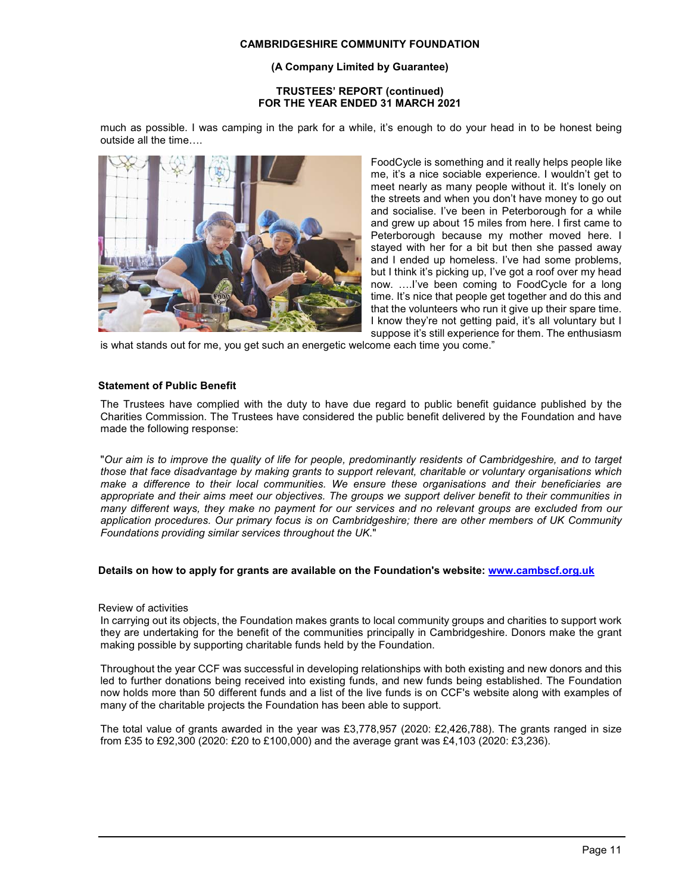much as possible. I was camping in the park for a while, it's enough to do your head in to be honest being outside all the time….

FoodCycle is something and it really helps people like me, it's a nice sociable experience. I wouldn't get to meet nearly as many people without it. It's lonely on the streets and when you don't have money to go out and socialise. I've been in Peterborough for a while and grew up about 15 miles from here. I first came to Peterborough because my mother moved here. I stayed with her for a bit but then she passed away and I ended up homeless. I've had some problems, but I think it's picking up, I've got a roof over my head now. ….I've been coming to FoodCycle for a long time. It's nice that people get together and do this and that the volunteers who run it give up their spare time. I know they're not getting paid, it's all voluntary but I suppose it's still experience for them. The enthusiasm is what stands out for me, you get such an energetic welcome each time you come."

**Statement of Public Benefit**

The Trustees have complied with the duty to have due regard to public benefit guidance published by the Charities Commission. The Trustees have considered the public benefit delivered by the Foundation and have made the following response:

"*Our aim is to improve the quality of life for people, predominantly residents of Cambridgeshire, and to target those that face disadvantage by making grants to support relevant, charitable or voluntary organisations which make a difference to their local communities. We ensure these organisations and their beneficiaries are appropriate and their aims meet our objectives. The groups we support deliver benefit to their communities in many different ways, they make no payment for our services and no relevant groups are excluded from our application procedures. Our primary focus is on Cambridgeshire; there are other members of UK Community Foundations providing similar services throughout the UK.*"

**Details on how to apply for grants are available on the Foundation's website: www.cambscf.org.uk**

Review of activities

In carrying out its objects, the Foundation makes grants to local community groups and charities to support work they are undertaking for the benefit of the communities principally in Cambridgeshire. Donors make the grant making possible by supporting charitable funds held by the Foundation.

Throughout the year CCF was successful in developing relationships with both existing and new donors and this led to further donations being received into existing funds, and new funds being established. The Foundation now holds more than 50 different funds and a list of the live funds is on CCF's website along with examples of many of the charitable projects the Foundation has been able to support.

The total value of grants awarded in the year was £3,778,957 (2020: £2,426,788). The grants ranged in size from £35 to £92,300 (2020: £20 to £100,000) and the average grant was £4,103 (2020: £3,236).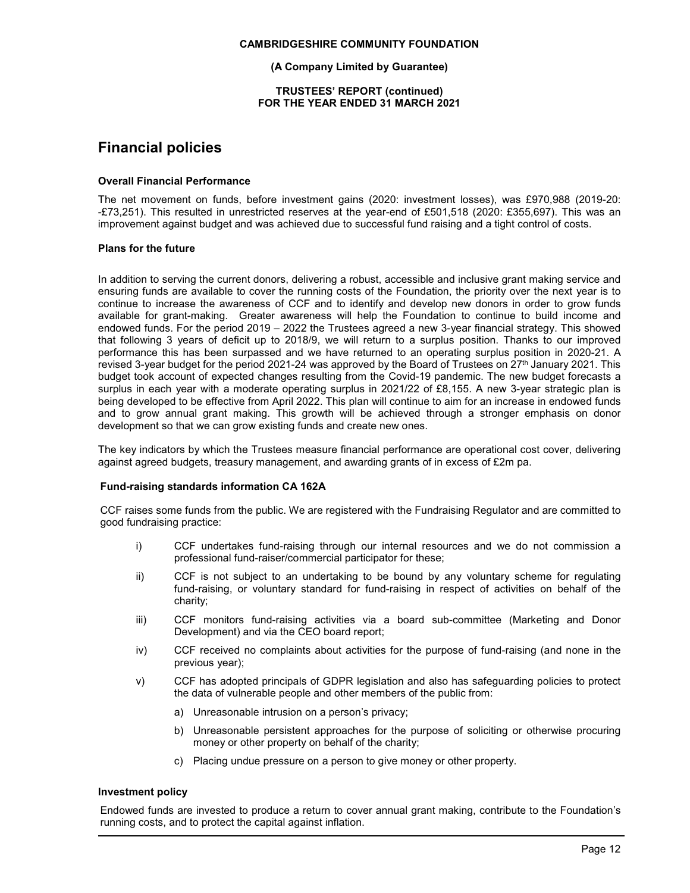## Financial policies

### Overall Financial Performance

The net movement on funds, before investment gains (2020: investment losses), was £970,988 (2019-20: -£73,251). This resulted in unrestricted reserves at the year-end of £501,518 (2020: £355,697). This was an improvement against budget and was achieved due to successful fund raising and a tight control of costs.

### Plans for the future

In addition to serving the current donors, delivering a robust, accessible and inclusive grant making service and ensuring funds are available to cover the running costs of the Foundation, the priority over the next year is to continue to increase the awareness of CCF and to identify and develop new donors in order to grow funds available for grant-making. Greater awareness will help the Foundation to continue to build income and endowed funds. For the period 2019 – 2022 the Trustees agreed a new 3-year financial strategy. This showed that following 3 years of deficit up to 2018/9, we will return to a surplus position. Thanks to our improved performance this has been surpassed and we have returned to an operating surplus position in 2020-21. A revised 3-year budget for the period 2021-24 was approved by the Board of Trustees on 27th January 2021. This budget took account of expected changes resulting from the Covid-19 pandemic. The new budget forecasts a surplus in each year with a moderate operating surplus in 2021/22 of £8,155. A new 3-year strategic plan is being developed to be effective from April 2022. This plan will continue to aim for an increase in endowed funds and to grow annual grant making. This growth will be achieved through a stronger emphasis on donor development so that we can grow existing funds and create new ones.

The key indicators by which the Trustees measure financial performance are operational cost cover, delivering against agreed budgets, treasury management, and awarding grants of in excess of £2m pa.

### Fund-raising standards information CA 162A

CCF raises some funds from the public. We are registered with the Fundraising Regulator and are committed to good fundraising practice:

i) CCF undertakes fund-raising through our internal resources and we do not commission a professional fund-raiser/commercial participator for these;

ii) CCF is not subject to an undertaking to be bound by any voluntary scheme for regulating fund-raising, or voluntary standard for fund-raising in respect of activities on behalf of the charity;

iii) CCF monitors fund-raising activities via a board sub-committee (Marketing and Donor Development) and via the CEO board report;

iv) CCF received no complaints about activities for the purpose of fund-raising (and none in the previous year);

v) CCF has adopted principals of GDPR legislation and also has safeguarding policies to protect the data of vulnerable people and other members of the public from:

   a) Unreasonable intrusion on a person's privacy;

   b) Unreasonable persistent approaches for the purpose of soliciting or otherwise procuring money or other property on behalf of the charity;

   c) Placing undue pressure on a person to give money or other property.

### Investment policy

Endowed funds are invested to produce a return to cover annual grant making, contribute to the Foundation's running costs, and to protect the capital against inflation.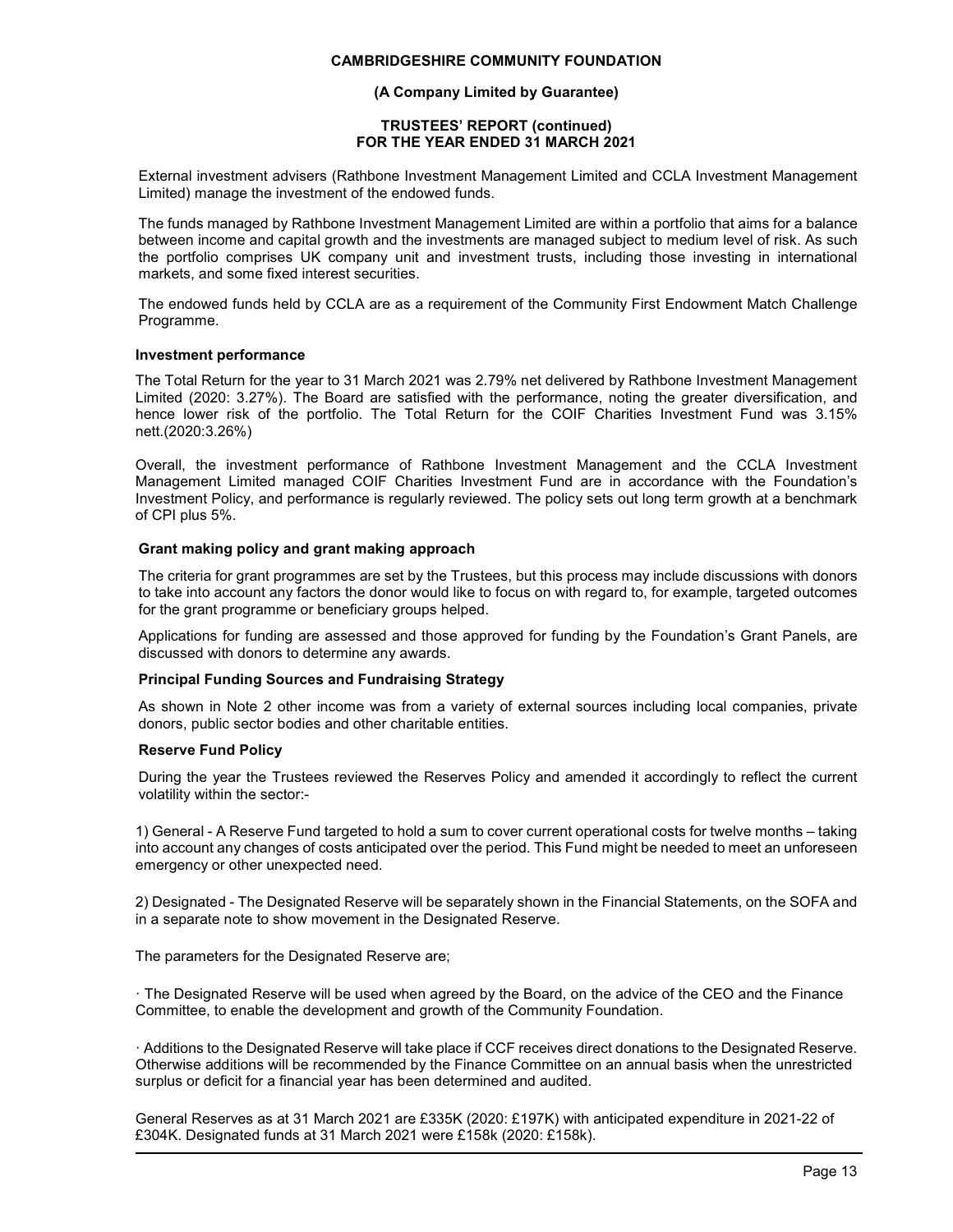External investment advisers (Rathbone Investment Management Limited and CCLA Investment Management Limited) manage the investment of the endowed funds.

The funds managed by Rathbone Investment Management Limited are within a portfolio that aims for a balance between income and capital growth and the investments are managed subject to medium level of risk. As such the portfolio comprises UK company unit and investment trusts, including those investing in international markets, and some fixed interest securities.

The endowed funds held by CCLA are as a requirement of the Community First Endowment Match Challenge Programme.

### Investment performance

The Total Return for the year to 31 March 2021 was 2.79% net delivered by Rathbone Investment Management Limited (2020: 3.27%). The Board are satisfied with the performance, noting the greater diversification, and hence lower risk of the portfolio. The Total Return for the COIF Charities Investment Fund was 3.15% nett.(2020:3.26%)

Overall, the investment performance of Rathbone Investment Management and the CCLA Investment Management Limited managed COIF Charities Investment Fund are in accordance with the Foundation's Investment Policy, and performance is regularly reviewed. The policy sets out long term growth at a benchmark of CPI plus 5%.

### Grant making policy and grant making approach

The criteria for grant programmes are set by the Trustees, but this process may include discussions with donors to take into account any factors the donor would like to focus on with regard to, for example, targeted outcomes for the grant programme or beneficiary groups helped.

Applications for funding are assessed and those approved for funding by the Foundation's Grant Panels, are discussed with donors to determine any awards.

### Principal Funding Sources and Fundraising Strategy

As shown in Note 2 other income was from a variety of external sources including local companies, private donors, public sector bodies and other charitable entities.

### Reserve Fund Policy

During the year the Trustees reviewed the Reserves Policy and amended it accordingly to reflect the current volatility within the sector:-

1) General - A Reserve Fund targeted to hold a sum to cover current operational costs for twelve months – taking into account any changes of costs anticipated over the period. This Fund might be needed to meet an unforeseen emergency or other unexpected need.

2) Designated - The Designated Reserve will be separately shown in the Financial Statements, on the SOFA and in a separate note to show movement in the Designated Reserve.

The parameters for the Designated Reserve are;

· The Designated Reserve will be used when agreed by the Board, on the advice of the CEO and the Finance Committee, to enable the development and growth of the Community Foundation.

· Additions to the Designated Reserve will take place if CCF receives direct donations to the Designated Reserve. Otherwise additions will be recommended by the Finance Committee on an annual basis when the unrestricted surplus or deficit for a financial year has been determined and audited.

General Reserves as at 31 March 2021 are £335K (2020: £197K) with anticipated expenditure in 2021-22 of £304K. Designated funds at 31 March 2021 were £158k (2020: £158k).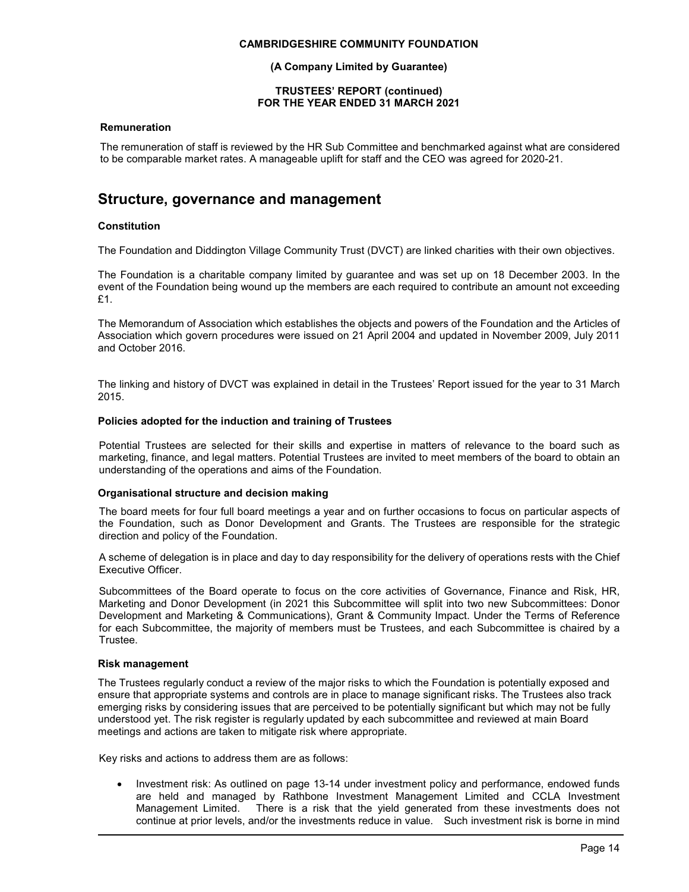### Remuneration

The remuneration of staff is reviewed by the HR Sub Committee and benchmarked against what are considered to be comparable market rates. A manageable uplift for staff and the CEO was agreed for 2020-21.

## Structure, governance and management

### Constitution

The Foundation and Diddington Village Community Trust (DVCT) are linked charities with their own objectives.

The Foundation is a charitable company limited by guarantee and was set up on 18 December 2003. In the event of the Foundation being wound up the members are each required to contribute an amount not exceeding £1.

The Memorandum of Association which establishes the objects and powers of the Foundation and the Articles of Association which govern procedures were issued on 21 April 2004 and updated in November 2009, July 2011 and October 2016.

The linking and history of DVCT was explained in detail in the Trustees' Report issued for the year to 31 March 2015.

### Policies adopted for the induction and training of Trustees

Potential Trustees are selected for their skills and expertise in matters of relevance to the board such as marketing, finance, and legal matters. Potential Trustees are invited to meet members of the board to obtain an understanding of the operations and aims of the Foundation.

### Organisational structure and decision making

The board meets for four full board meetings a year and on further occasions to focus on particular aspects of the Foundation, such as Donor Development and Grants. The Trustees are responsible for the strategic direction and policy of the Foundation.

A scheme of delegation is in place and day to day responsibility for the delivery of operations rests with the Chief Executive Officer.

Subcommittees of the Board operate to focus on the core activities of Governance, Finance and Risk, HR, Marketing and Donor Development (in 2021 this Subcommittee will split into two new Subcommittees: Donor Development and Marketing & Communications), Grant & Community Impact. Under the Terms of Reference for each Subcommittee, the majority of members must be Trustees, and each Subcommittee is chaired by a Trustee.

### Risk management

The Trustees regularly conduct a review of the major risks to which the Foundation is potentially exposed and ensure that appropriate systems and controls are in place to manage significant risks. The Trustees also track emerging risks by considering issues that are perceived to be potentially significant but which may not be fully understood yet. The risk register is regularly updated by each subcommittee and reviewed at main Board meetings and actions are taken to mitigate risk where appropriate.

Key risks and actions to address them are as follows:

- Investment risk: As outlined on page 13-14 under investment policy and performance, endowed funds are held and managed by Rathbone Investment Management Limited and CCLA Investment Management Limited. There is a risk that the yield generated from these investments does not continue at prior levels, and/or the investments reduce in value. Such investment risk is borne in mind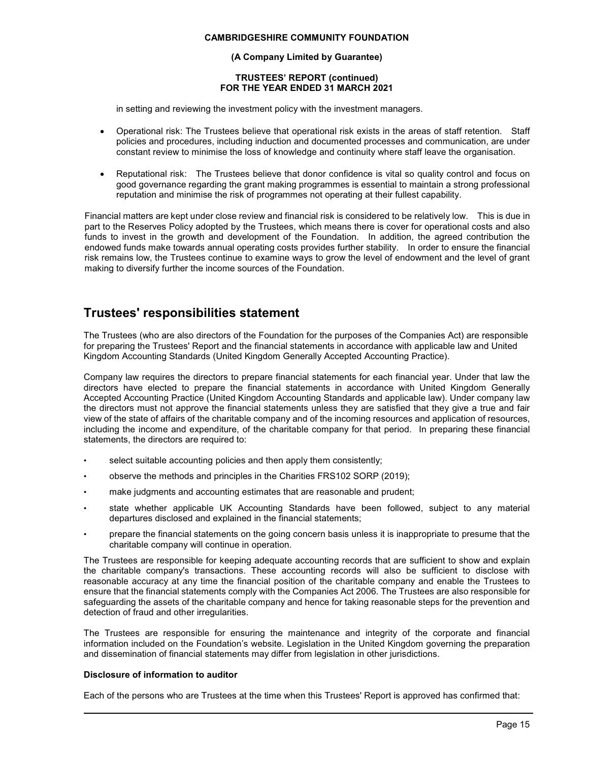in setting and reviewing the investment policy with the investment managers.

- Operational risk: The Trustees believe that operational risk exists in the areas of staff retention. Staff policies and procedures, including induction and documented processes and communication, are under constant review to minimise the loss of knowledge and continuity where staff leave the organisation.
- Reputational risk: The Trustees believe that donor confidence is vital so quality control and focus on good governance regarding the grant making programmes is essential to maintain a strong professional reputation and minimise the risk of programmes not operating at their fullest capability.

Financial matters are kept under close review and financial risk is considered to be relatively low. This is due in part to the Reserves Policy adopted by the Trustees, which means there is cover for operational costs and also funds to invest in the growth and development of the Foundation. In addition, the agreed contribution the endowed funds make towards annual operating costs provides further stability. In order to ensure the financial risk remains low, the Trustees continue to examine ways to grow the level of endowment and the level of grant making to diversify further the income sources of the Foundation.

## Trustees' responsibilities statement

The Trustees (who are also directors of the Foundation for the purposes of the Companies Act) are responsible for preparing the Trustees' Report and the financial statements in accordance with applicable law and United Kingdom Accounting Standards (United Kingdom Generally Accepted Accounting Practice).

Company law requires the directors to prepare financial statements for each financial year. Under that law the directors have elected to prepare the financial statements in accordance with United Kingdom Generally Accepted Accounting Practice (United Kingdom Accounting Standards and applicable law). Under company law the directors must not approve the financial statements unless they are satisfied that they give a true and fair view of the state of affairs of the charitable company and of the incoming resources and application of resources, including the income and expenditure, of the charitable company for that period. In preparing these financial statements, the directors are required to:

- select suitable accounting policies and then apply them consistently;
- observe the methods and principles in the Charities FRS102 SORP (2019);
- make judgments and accounting estimates that are reasonable and prudent;
- state whether applicable UK Accounting Standards have been followed, subject to any material departures disclosed and explained in the financial statements;
- prepare the financial statements on the going concern basis unless it is inappropriate to presume that the charitable company will continue in operation.

The Trustees are responsible for keeping adequate accounting records that are sufficient to show and explain the charitable company's transactions. These accounting records will also be sufficient to disclose with reasonable accuracy at any time the financial position of the charitable company and enable the Trustees to ensure that the financial statements comply with the Companies Act 2006. The Trustees are also responsible for safeguarding the assets of the charitable company and hence for taking reasonable steps for the prevention and detection of fraud and other irregularities.

The Trustees are responsible for ensuring the maintenance and integrity of the corporate and financial information included on the Foundation's website. Legislation in the United Kingdom governing the preparation and dissemination of financial statements may differ from legislation in other jurisdictions.

**Disclosure of information to auditor**

Each of the persons who are Trustees at the time when this Trustees' Report is approved has confirmed that: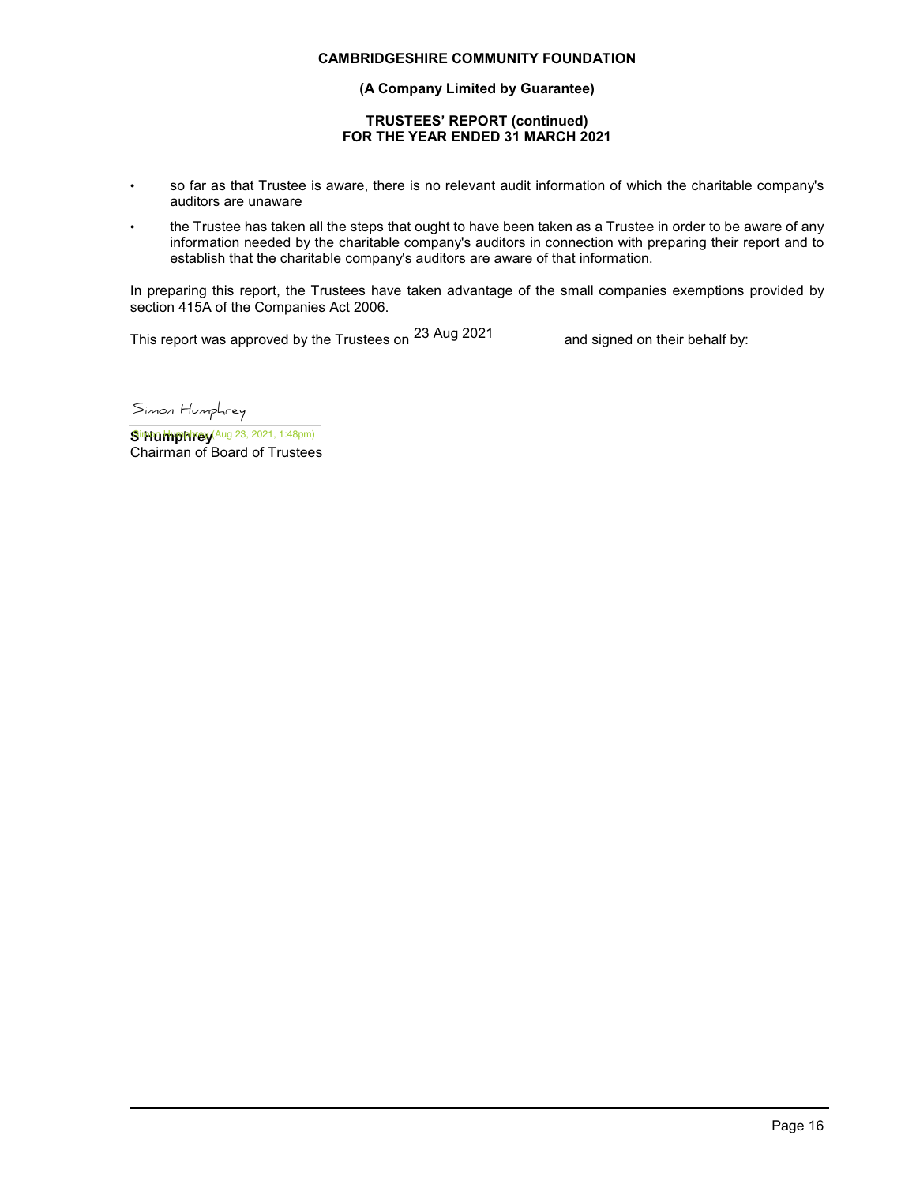**CAMBRIDGESHIRE COMMUNITY FOUNDATION**

**(A Company Limited by Guarantee)**

**TRUSTEES' REPORT (continued)**
**FOR THE YEAR ENDED 31 MARCH 2021**

- so far as that Trustee is aware, there is no relevant audit information of which the charitable company's auditors are unaware
- the Trustee has taken all the steps that ought to have been taken as a Trustee in order to be aware of any information needed by the charitable company's auditors in connection with preparing their report and to establish that the charitable company's auditors are aware of that information.

In preparing this report, the Trustees have taken advantage of the small companies exemptions provided by section 415A of the Companies Act 2006.

This report was approved by the Trustees on 23 Aug 2021 and signed on their behalf by:

Simon Humphrey

Simon Humphrey (Aug 23, 2021, 1:48pm)

**S Humphrey**
Chairman of Board of Trustees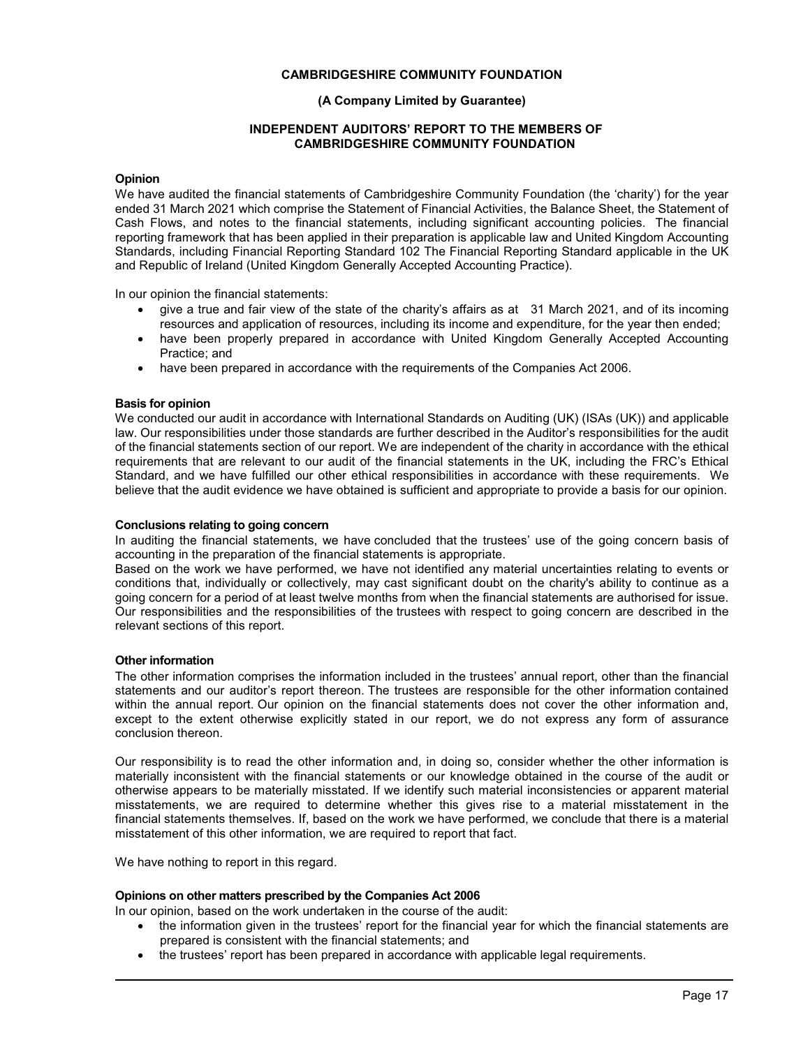**CAMBRIDGESHIRE COMMUNITY FOUNDATION**

**(A Company Limited by Guarantee)**

**INDEPENDENT AUDITORS' REPORT TO THE MEMBERS OF CAMBRIDGESHIRE COMMUNITY FOUNDATION**

**Opinion**

We have audited the financial statements of Cambridgeshire Community Foundation (the 'charity') for the year ended 31 March 2021 which comprise the Statement of Financial Activities, the Balance Sheet, the Statement of Cash Flows, and notes to the financial statements, including significant accounting policies. The financial reporting framework that has been applied in their preparation is applicable law and United Kingdom Accounting Standards, including Financial Reporting Standard 102 The Financial Reporting Standard applicable in the UK and Republic of Ireland (United Kingdom Generally Accepted Accounting Practice).

In our opinion the financial statements:

- give a true and fair view of the state of the charity's affairs as at 31 March 2021, and of its incoming resources and application of resources, including its income and expenditure, for the year then ended;
- have been properly prepared in accordance with United Kingdom Generally Accepted Accounting Practice; and
- have been prepared in accordance with the requirements of the Companies Act 2006.

**Basis for opinion**

We conducted our audit in accordance with International Standards on Auditing (UK) (ISAs (UK)) and applicable law. Our responsibilities under those standards are further described in the Auditor's responsibilities for the audit of the financial statements section of our report. We are independent of the charity in accordance with the ethical requirements that are relevant to our audit of the financial statements in the UK, including the FRC's Ethical Standard, and we have fulfilled our other ethical responsibilities in accordance with these requirements. We believe that the audit evidence we have obtained is sufficient and appropriate to provide a basis for our opinion.

**Conclusions relating to going concern**

In auditing the financial statements, we have concluded that the trustees' use of the going concern basis of accounting in the preparation of the financial statements is appropriate.

Based on the work we have performed, we have not identified any material uncertainties relating to events or conditions that, individually or collectively, may cast significant doubt on the charity's ability to continue as a going concern for a period of at least twelve months from when the financial statements are authorised for issue. Our responsibilities and the responsibilities of the trustees with respect to going concern are described in the relevant sections of this report.

**Other information**

The other information comprises the information included in the trustees' annual report, other than the financial statements and our auditor's report thereon. The trustees are responsible for the other information contained within the annual report. Our opinion on the financial statements does not cover the other information and, except to the extent otherwise explicitly stated in our report, we do not express any form of assurance conclusion thereon.

Our responsibility is to read the other information and, in doing so, consider whether the other information is materially inconsistent with the financial statements or our knowledge obtained in the course of the audit or otherwise appears to be materially misstated. If we identify such material inconsistencies or apparent material misstatements, we are required to determine whether this gives rise to a material misstatement in the financial statements themselves. If, based on the work we have performed, we conclude that there is a material misstatement of this other information, we are required to report that fact.

We have nothing to report in this regard.

**Opinions on other matters prescribed by the Companies Act 2006**

In our opinion, based on the work undertaken in the course of the audit:

- the information given in the trustees' report for the financial year for which the financial statements are prepared is consistent with the financial statements; and
- the trustees' report has been prepared in accordance with applicable legal requirements.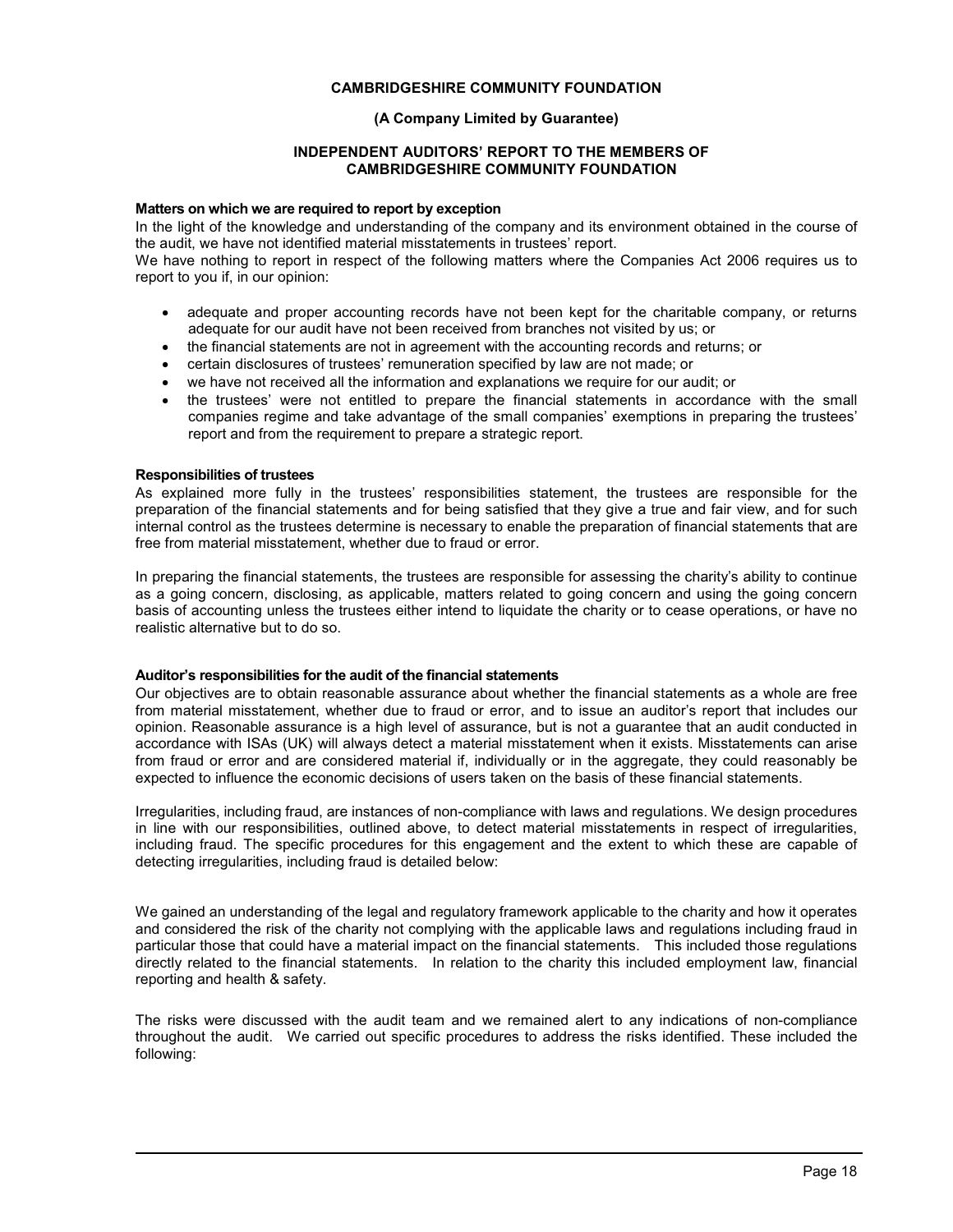# CAMBRIDGESHIRE COMMUNITY FOUNDATION

**(A Company Limited by Guarantee)**

## INDEPENDENT AUDITORS' REPORT TO THE MEMBERS OF CAMBRIDGESHIRE COMMUNITY FOUNDATION

### Matters on which we are required to report by exception

In the light of the knowledge and understanding of the company and its environment obtained in the course of the audit, we have not identified material misstatements in trustees' report.

We have nothing to report in respect of the following matters where the Companies Act 2006 requires us to report to you if, in our opinion:

- adequate and proper accounting records have not been kept for the charitable company, or returns adequate for our audit have not been received from branches not visited by us; or
- the financial statements are not in agreement with the accounting records and returns; or
- certain disclosures of trustees' remuneration specified by law are not made; or
- we have not received all the information and explanations we require for our audit; or
- the trustees' were not entitled to prepare the financial statements in accordance with the small companies regime and take advantage of the small companies' exemptions in preparing the trustees' report and from the requirement to prepare a strategic report.

### Responsibilities of trustees

As explained more fully in the trustees' responsibilities statement, the trustees are responsible for the preparation of the financial statements and for being satisfied that they give a true and fair view, and for such internal control as the trustees determine is necessary to enable the preparation of financial statements that are free from material misstatement, whether due to fraud or error.

In preparing the financial statements, the trustees are responsible for assessing the charity's ability to continue as a going concern, disclosing, as applicable, matters related to going concern and using the going concern basis of accounting unless the trustees either intend to liquidate the charity or to cease operations, or have no realistic alternative but to do so.

### Auditor's responsibilities for the audit of the financial statements

Our objectives are to obtain reasonable assurance about whether the financial statements as a whole are free from material misstatement, whether due to fraud or error, and to issue an auditor's report that includes our opinion. Reasonable assurance is a high level of assurance, but is not a guarantee that an audit conducted in accordance with ISAs (UK) will always detect a material misstatement when it exists. Misstatements can arise from fraud or error and are considered material if, individually or in the aggregate, they could reasonably be expected to influence the economic decisions of users taken on the basis of these financial statements.

Irregularities, including fraud, are instances of non-compliance with laws and regulations. We design procedures in line with our responsibilities, outlined above, to detect material misstatements in respect of irregularities, including fraud. The specific procedures for this engagement and the extent to which these are capable of detecting irregularities, including fraud is detailed below:

We gained an understanding of the legal and regulatory framework applicable to the charity and how it operates and considered the risk of the charity not complying with the applicable laws and regulations including fraud in particular those that could have a material impact on the financial statements. This included those regulations directly related to the financial statements. In relation to the charity this included employment law, financial reporting and health & safety.

The risks were discussed with the audit team and we remained alert to any indications of non-compliance throughout the audit. We carried out specific procedures to address the risks identified. These included the following: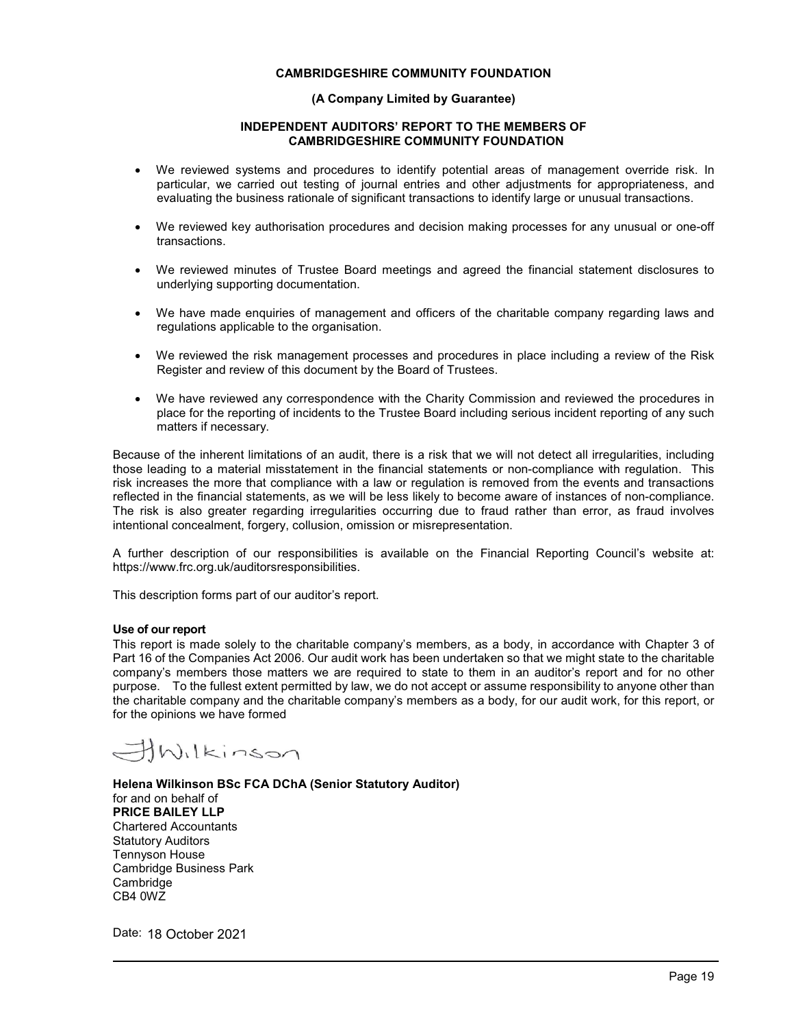- We reviewed systems and procedures to identify potential areas of management override risk. In particular, we carried out testing of journal entries and other adjustments for appropriateness, and evaluating the business rationale of significant transactions to identify large or unusual transactions.
- We reviewed key authorisation procedures and decision making processes for any unusual or one-off transactions.
- We reviewed minutes of Trustee Board meetings and agreed the financial statement disclosures to underlying supporting documentation.
- We have made enquiries of management and officers of the charitable company regarding laws and regulations applicable to the organisation.
- We reviewed the risk management processes and procedures in place including a review of the Risk Register and review of this document by the Board of Trustees.
- We have reviewed any correspondence with the Charity Commission and reviewed the procedures in place for the reporting of incidents to the Trustee Board including serious incident reporting of any such matters if necessary.

Because of the inherent limitations of an audit, there is a risk that we will not detect all irregularities, including those leading to a material misstatement in the financial statements or non-compliance with regulation. This risk increases the more that compliance with a law or regulation is removed from the events and transactions reflected in the financial statements, as we will be less likely to become aware of instances of non-compliance. The risk is also greater regarding irregularities occurring due to fraud rather than error, as fraud involves intentional concealment, forgery, collusion, omission or misrepresentation.

A further description of our responsibilities is available on the Financial Reporting Council's website at: https://www.frc.org.uk/auditorsresponsibilities.

This description forms part of our auditor's report.

**Use of our report**

This report is made solely to the charitable company's members, as a body, in accordance with Chapter 3 of Part 16 of the Companies Act 2006. Our audit work has been undertaken so that we might state to the charitable company's members those matters we are required to state to them in an auditor's report and for no other purpose. To the fullest extent permitted by law, we do not accept or assume responsibility to anyone other than the charitable company and the charitable company's members as a body, for our audit work, for this report, or for the opinions we have formed

HWilkinson

**Helena Wilkinson BSc FCA DChA (Senior Statutory Auditor)**
for and on behalf of
**PRICE BAILEY LLP**
Chartered Accountants
Statutory Auditors
Tennyson House
Cambridge Business Park
Cambridge
CB4 0WZ

Date: 18 October 2021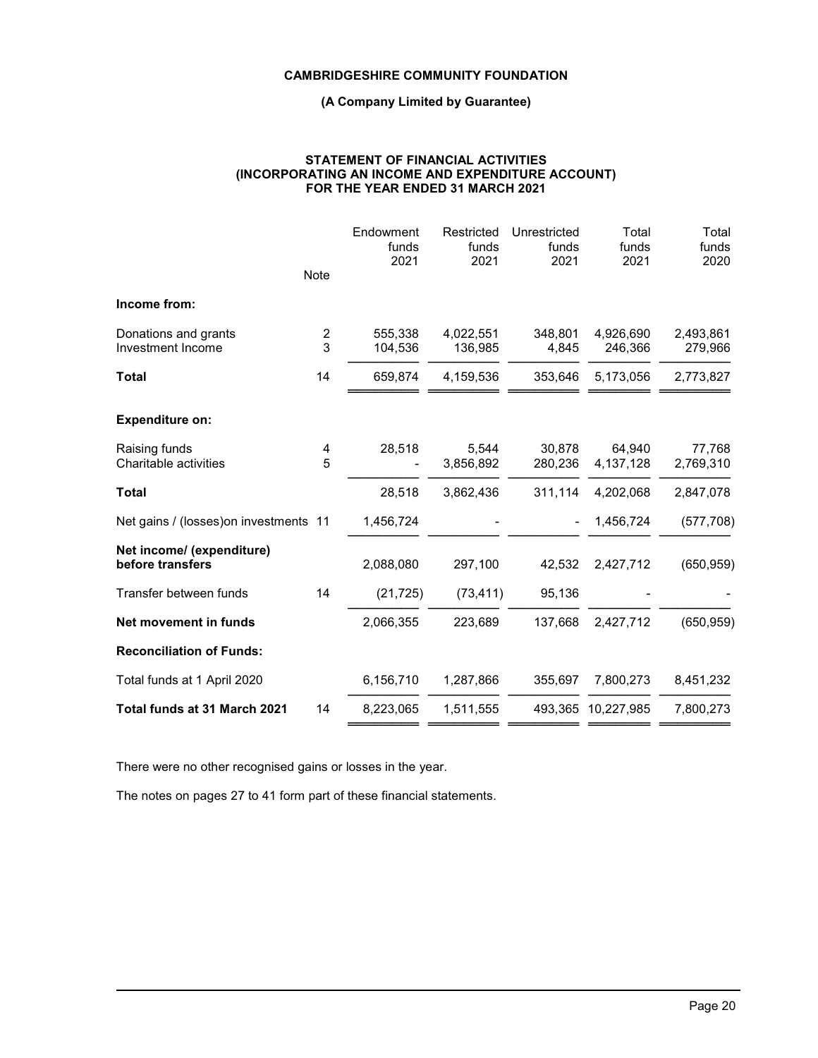**CAMBRIDGESHIRE COMMUNITY FOUNDATION**

**(A Company Limited by Guarantee)**

**STATEMENT OF FINANCIAL ACTIVITIES**
**(INCORPORATING AN INCOME AND EXPENDITURE ACCOUNT)**
**FOR THE YEAR ENDED 31 MARCH 2021**

| | Note | Endowment funds 2021 | Restricted funds 2021 | Unrestricted funds 2021 | Total funds 2021 | Total funds 2020 |
|---|---|---|---|---|---|---|
| **Income from:** | | | | | | |
| Donations and grants | 2 | 555,338 | 4,022,551 | 348,801 | 4,926,690 | 2,493,861 |
| Investment Income | 3 | 104,536 | 136,985 | 4,845 | 246,366 | 279,966 |
| **Total** | 14 | 659,874 | 4,159,536 | 353,646 | 5,173,056 | 2,773,827 |
| **Expenditure on:** | | | | | | |
| Raising funds | 4 | 28,518 | 5,544 | 30,878 | 64,940 | 77,768 |
| Charitable activities | 5 | - | 3,856,892 | 280,236 | 4,137,128 | 2,769,310 |
| **Total** | | 28,518 | 3,862,436 | 311,114 | 4,202,068 | 2,847,078 |
| Net gains / (losses)on investments | 11 | 1,456,724 | - | - | 1,456,724 | (577,708) |
| **Net income/ (expenditure) before transfers** | | 2,088,080 | 297,100 | 42,532 | 2,427,712 | (650,959) |
| Transfer between funds | 14 | (21,725) | (73,411) | 95,136 | - | - |
| **Net movement in funds** | | 2,066,355 | 223,689 | 137,668 | 2,427,712 | (650,959) |
| **Reconciliation of Funds:** | | | | | | |
| Total funds at 1 April 2020 | | 6,156,710 | 1,287,866 | 355,697 | 7,800,273 | 8,451,232 |
| **Total funds at 31 March 2021** | 14 | 8,223,065 | 1,511,555 | 493,365 | 10,227,985 | 7,800,273 |

There were no other recognised gains or losses in the year.

The notes on pages 27 to 41 form part of these financial statements.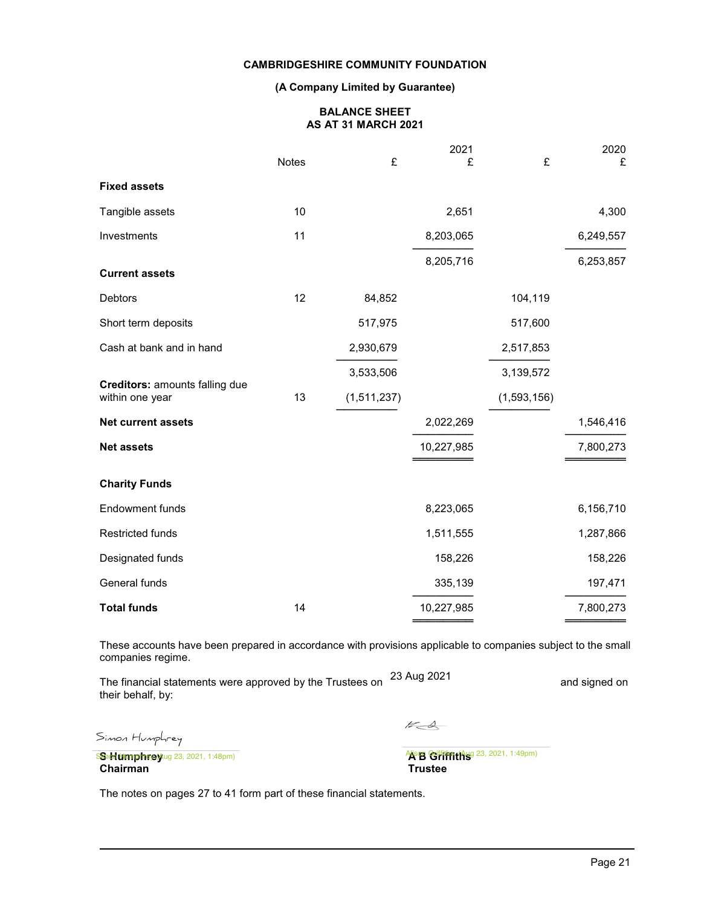**CAMBRIDGESHIRE COMMUNITY FOUNDATION**

**(A Company Limited by Guarantee)**

**BALANCE SHEET**
**AS AT 31 MARCH 2021**

| | Notes | £ | 2021 £ | £ | 2020 £ |
|---|---|---|---|---|---|
| **Fixed assets** | | | | | |
| Tangible assets | 10 | | 2,651 | | 4,300 |
| Investments | 11 | | 8,203,065 | | 6,249,557 |
| | | | 8,205,716 | | 6,253,857 |
| **Current assets** | | | | | |
| Debtors | 12 | 84,852 | | 104,119 | |
| Short term deposits | | 517,975 | | 517,600 | |
| Cash at bank and in hand | | 2,930,679 | | 2,517,853 | |
| | | 3,533,506 | | 3,139,572 | |
| **Creditors:** amounts falling due within one year | 13 | (1,511,237) | | (1,593,156) | |
| **Net current assets** | | | 2,022,269 | | 1,546,416 |
| **Net assets** | | | 10,227,985 | | 7,800,273 |
| **Charity Funds** | | | | | |
| Endowment funds | | | 8,223,065 | | 6,156,710 |
| Restricted funds | | | 1,511,555 | | 1,287,866 |
| Designated funds | | | 158,226 | | 158,226 |
| General funds | | | 335,139 | | 197,471 |
| **Total funds** | 14 | | 10,227,985 | | 7,800,273 |

These accounts have been prepared in accordance with provisions applicable to companies subject to the small companies regime.

The financial statements were approved by the Trustees on 23 Aug 2021 and signed on their behalf, by:

Simon Humphrey (Aug 23, 2021, 1:48pm)
**S Humphrey**
**Chairman**

Alison Griffiths (Aug 23, 2021, 1:49pm)
**A B Griffiths**
**Trustee**

The notes on pages 27 to 41 form part of these financial statements.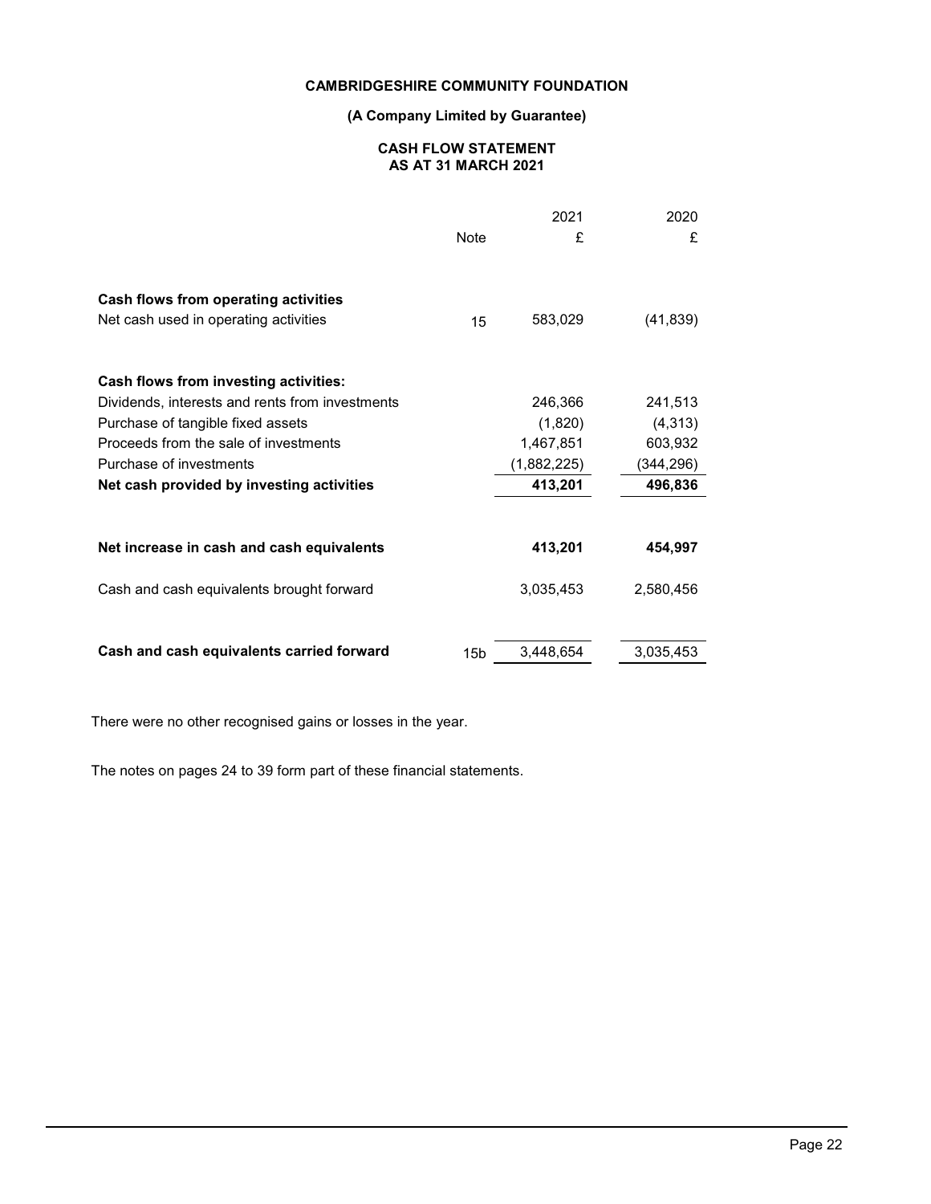# CAMBRIDGESHIRE COMMUNITY FOUNDATION

**(A Company Limited by Guarantee)**

**CASH FLOW STATEMENT**
**AS AT 31 MARCH 2021**

| | Note | 2021 £ | 2020 £ |
|---|---|---|---|
| **Cash flows from operating activities** | | | |
| Net cash used in operating activities | 15 | 583,029 | (41,839) |
| **Cash flows from investing activities:** | | | |
| Dividends, interests and rents from investments | | 246,366 | 241,513 |
| Purchase of tangible fixed assets | | (1,820) | (4,313) |
| Proceeds from the sale of investments | | 1,467,851 | 603,932 |
| Purchase of investments | | (1,882,225) | (344,296) |
| **Net cash provided by investing activities** | | **413,201** | **496,836** |
| **Net increase in cash and cash equivalents** | | **413,201** | **454,997** |
| Cash and cash equivalents brought forward | | 3,035,453 | 2,580,456 |
| **Cash and cash equivalents carried forward** | 15b | 3,448,654 | 3,035,453 |

There were no other recognised gains or losses in the year.

The notes on pages 24 to 39 form part of these financial statements.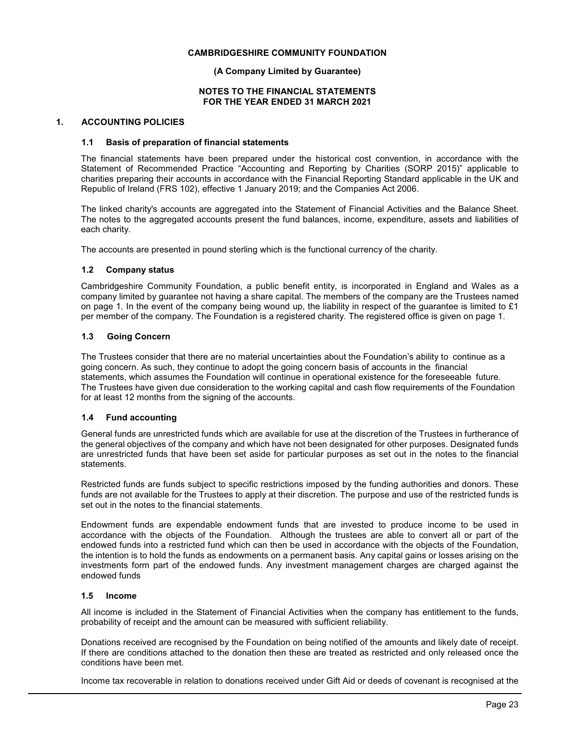**CAMBRIDGESHIRE COMMUNITY FOUNDATION**

**(A Company Limited by Guarantee)**

**NOTES TO THE FINANCIAL STATEMENTS**
**FOR THE YEAR ENDED 31 MARCH 2021**

## 1. ACCOUNTING POLICIES

### 1.1 Basis of preparation of financial statements

The financial statements have been prepared under the historical cost convention, in accordance with the Statement of Recommended Practice "Accounting and Reporting by Charities (SORP 2015)" applicable to charities preparing their accounts in accordance with the Financial Reporting Standard applicable in the UK and Republic of Ireland (FRS 102), effective 1 January 2019; and the Companies Act 2006.

The linked charity's accounts are aggregated into the Statement of Financial Activities and the Balance Sheet. The notes to the aggregated accounts present the fund balances, income, expenditure, assets and liabilities of each charity.

The accounts are presented in pound sterling which is the functional currency of the charity.

### 1.2 Company status

Cambridgeshire Community Foundation, a public benefit entity, is incorporated in England and Wales as a company limited by guarantee not having a share capital. The members of the company are the Trustees named on page 1. In the event of the company being wound up, the liability in respect of the guarantee is limited to £1 per member of the company. The Foundation is a registered charity. The registered office is given on page 1.

### 1.3 Going Concern

The Trustees consider that there are no material uncertainties about the Foundation's ability to continue as a going concern. As such, they continue to adopt the going concern basis of accounts in the financial statements, which assumes the Foundation will continue in operational existence for the foreseeable future. The Trustees have given due consideration to the working capital and cash flow requirements of the Foundation for at least 12 months from the signing of the accounts.

### 1.4 Fund accounting

General funds are unrestricted funds which are available for use at the discretion of the Trustees in furtherance of the general objectives of the company and which have not been designated for other purposes. Designated funds are unrestricted funds that have been set aside for particular purposes as set out in the notes to the financial statements.

Restricted funds are funds subject to specific restrictions imposed by the funding authorities and donors. These funds are not available for the Trustees to apply at their discretion. The purpose and use of the restricted funds is set out in the notes to the financial statements.

Endowment funds are expendable endowment funds that are invested to produce income to be used in accordance with the objects of the Foundation. Although the trustees are able to convert all or part of the endowed funds into a restricted fund which can then be used in accordance with the objects of the Foundation, the intention is to hold the funds as endowments on a permanent basis. Any capital gains or losses arising on the investments form part of the endowed funds. Any investment management charges are charged against the endowed funds

### 1.5 Income

All income is included in the Statement of Financial Activities when the company has entitlement to the funds, probability of receipt and the amount can be measured with sufficient reliability.

Donations received are recognised by the Foundation on being notified of the amounts and likely date of receipt. If there are conditions attached to the donation then these are treated as restricted and only released once the conditions have been met.

Income tax recoverable in relation to donations received under Gift Aid or deeds of covenant is recognised at the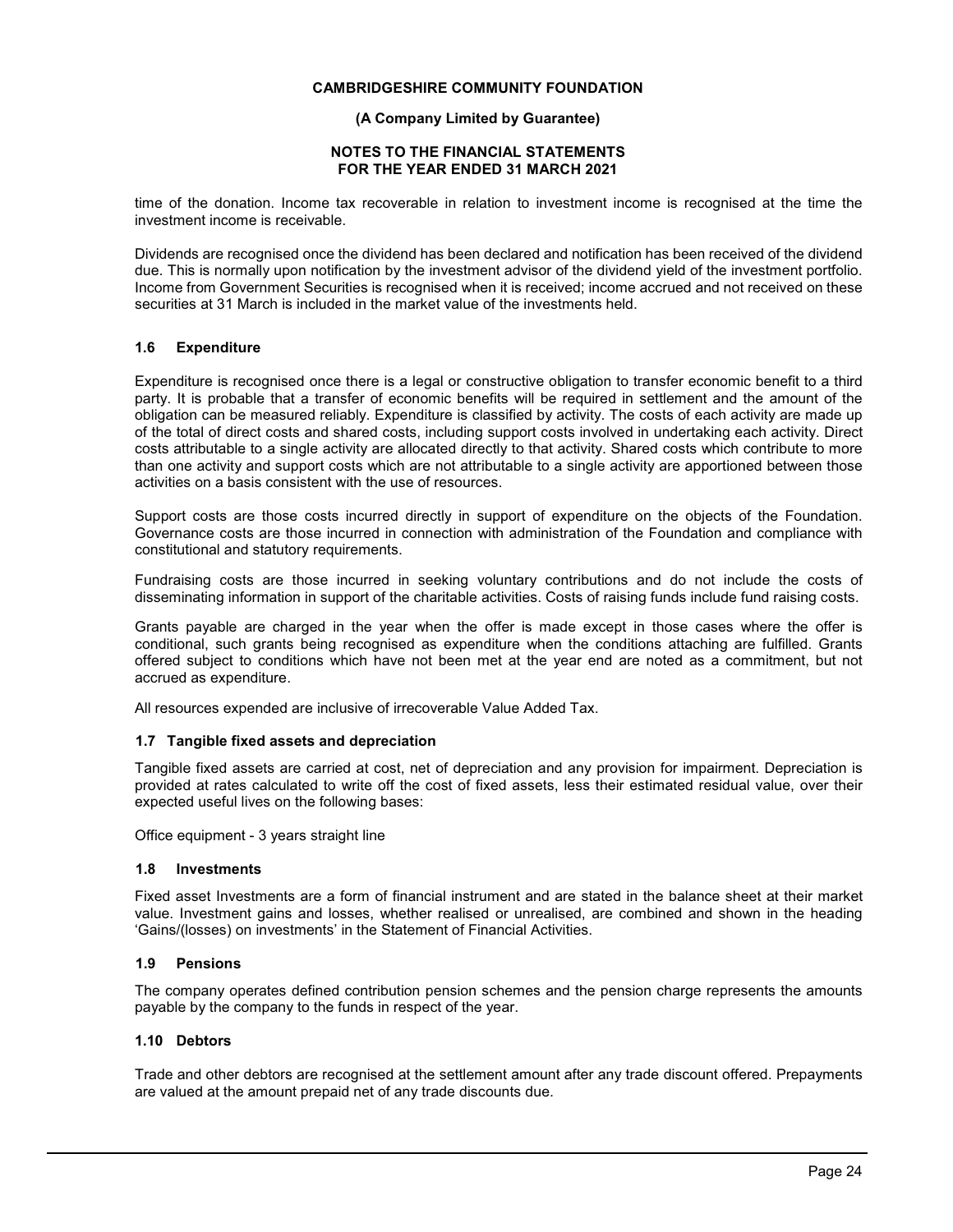time of the donation. Income tax recoverable in relation to investment income is recognised at the time the investment income is receivable.

Dividends are recognised once the dividend has been declared and notification has been received of the dividend due. This is normally upon notification by the investment advisor of the dividend yield of the investment portfolio. Income from Government Securities is recognised when it is received; income accrued and not received on these securities at 31 March is included in the market value of the investments held.

### 1.6 Expenditure

Expenditure is recognised once there is a legal or constructive obligation to transfer economic benefit to a third party. It is probable that a transfer of economic benefits will be required in settlement and the amount of the obligation can be measured reliably. Expenditure is classified by activity. The costs of each activity are made up of the total of direct costs and shared costs, including support costs involved in undertaking each activity. Direct costs attributable to a single activity are allocated directly to that activity. Shared costs which contribute to more than one activity and support costs which are not attributable to a single activity are apportioned between those activities on a basis consistent with the use of resources.

Support costs are those costs incurred directly in support of expenditure on the objects of the Foundation. Governance costs are those incurred in connection with administration of the Foundation and compliance with constitutional and statutory requirements.

Fundraising costs are those incurred in seeking voluntary contributions and do not include the costs of disseminating information in support of the charitable activities. Costs of raising funds include fund raising costs.

Grants payable are charged in the year when the offer is made except in those cases where the offer is conditional, such grants being recognised as expenditure when the conditions attaching are fulfilled. Grants offered subject to conditions which have not been met at the year end are noted as a commitment, but not accrued as expenditure.

All resources expended are inclusive of irrecoverable Value Added Tax.

### 1.7 Tangible fixed assets and depreciation

Tangible fixed assets are carried at cost, net of depreciation and any provision for impairment. Depreciation is provided at rates calculated to write off the cost of fixed assets, less their estimated residual value, over their expected useful lives on the following bases:

Office equipment - 3 years straight line

### 1.8 Investments

Fixed asset Investments are a form of financial instrument and are stated in the balance sheet at their market value. Investment gains and losses, whether realised or unrealised, are combined and shown in the heading 'Gains/(losses) on investments' in the Statement of Financial Activities.

### 1.9 Pensions

The company operates defined contribution pension schemes and the pension charge represents the amounts payable by the company to the funds in respect of the year.

### 1.10 Debtors

Trade and other debtors are recognised at the settlement amount after any trade discount offered. Prepayments are valued at the amount prepaid net of any trade discounts due.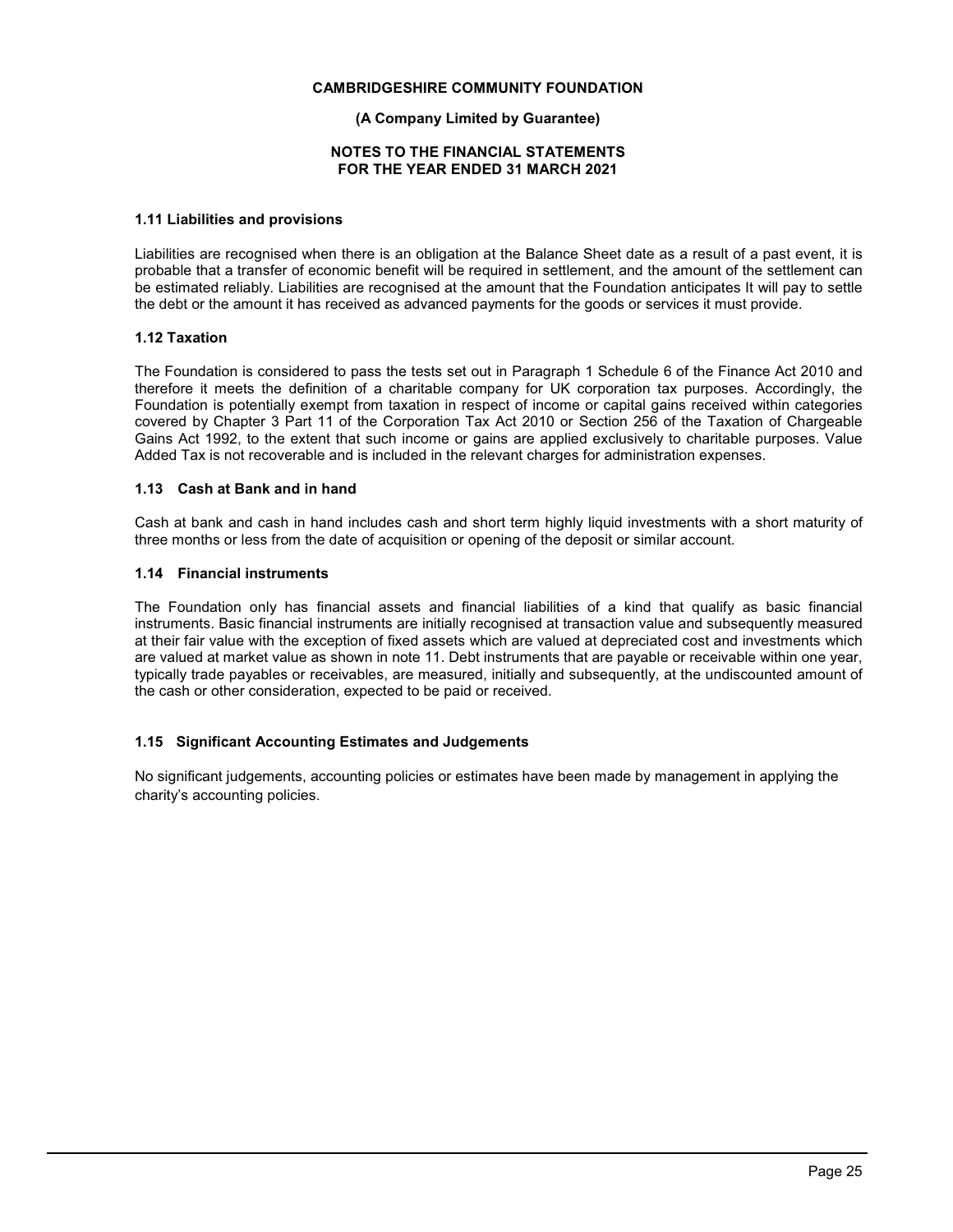**CAMBRIDGESHIRE COMMUNITY FOUNDATION**

**(A Company Limited by Guarantee)**

**NOTES TO THE FINANCIAL STATEMENTS FOR THE YEAR ENDED 31 MARCH 2021**

### 1.11 Liabilities and provisions

Liabilities are recognised when there is an obligation at the Balance Sheet date as a result of a past event, it is probable that a transfer of economic benefit will be required in settlement, and the amount of the settlement can be estimated reliably. Liabilities are recognised at the amount that the Foundation anticipates It will pay to settle the debt or the amount it has received as advanced payments for the goods or services it must provide.

### 1.12 Taxation

The Foundation is considered to pass the tests set out in Paragraph 1 Schedule 6 of the Finance Act 2010 and therefore it meets the definition of a charitable company for UK corporation tax purposes. Accordingly, the Foundation is potentially exempt from taxation in respect of income or capital gains received within categories covered by Chapter 3 Part 11 of the Corporation Tax Act 2010 or Section 256 of the Taxation of Chargeable Gains Act 1992, to the extent that such income or gains are applied exclusively to charitable purposes. Value Added Tax is not recoverable and is included in the relevant charges for administration expenses.

### 1.13 Cash at Bank and in hand

Cash at bank and cash in hand includes cash and short term highly liquid investments with a short maturity of three months or less from the date of acquisition or opening of the deposit or similar account.

### 1.14 Financial instruments

The Foundation only has financial assets and financial liabilities of a kind that qualify as basic financial instruments. Basic financial instruments are initially recognised at transaction value and subsequently measured at their fair value with the exception of fixed assets which are valued at depreciated cost and investments which are valued at market value as shown in note 11. Debt instruments that are payable or receivable within one year, typically trade payables or receivables, are measured, initially and subsequently, at the undiscounted amount of the cash or other consideration, expected to be paid or received.

### 1.15 Significant Accounting Estimates and Judgements

No significant judgements, accounting policies or estimates have been made by management in applying the charity's accounting policies.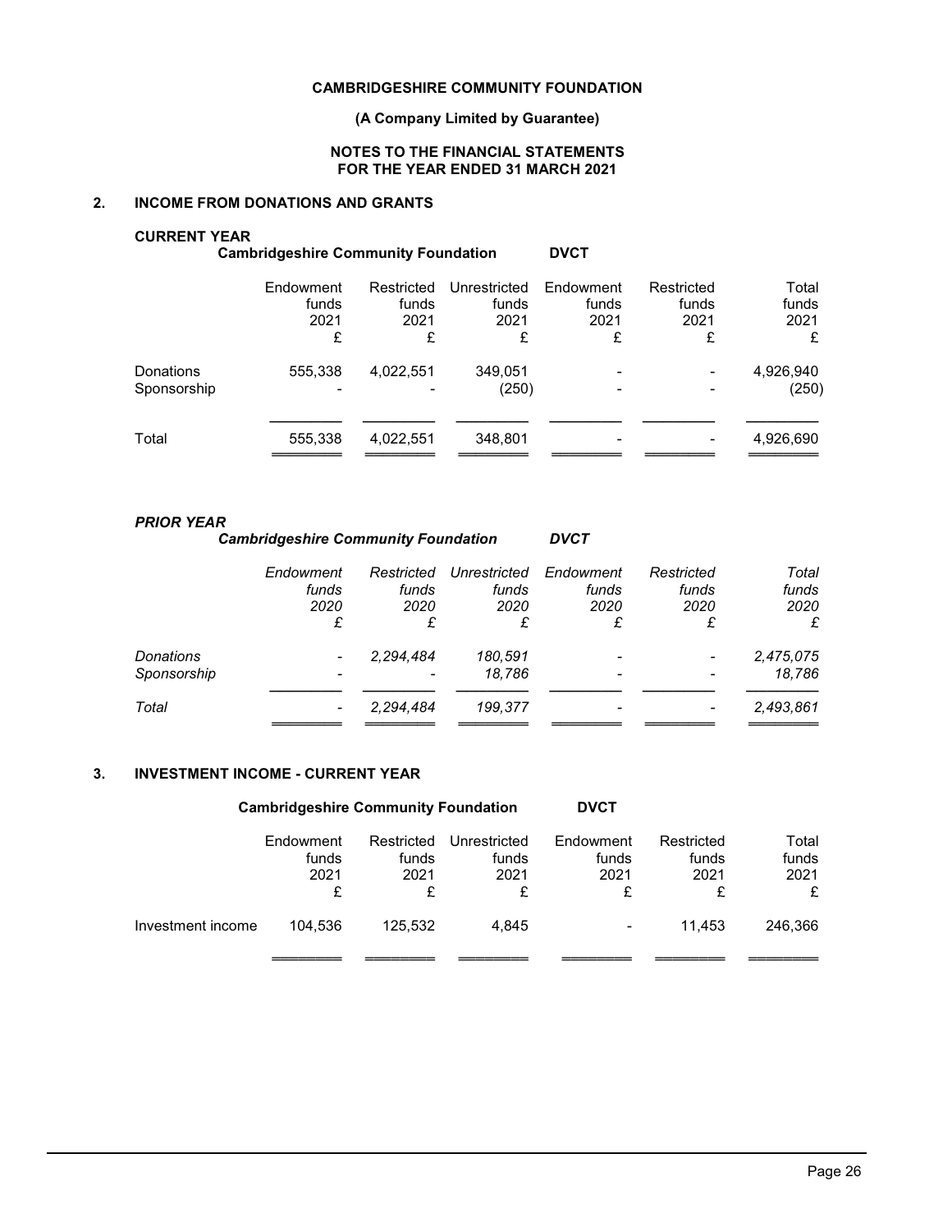**CAMBRIDGESHIRE COMMUNITY FOUNDATION**

**(A Company Limited by Guarantee)**

**NOTES TO THE FINANCIAL STATEMENTS FOR THE YEAR ENDED 31 MARCH 2021**

## 2. INCOME FROM DONATIONS AND GRANTS

**CURRENT YEAR**

| | **Cambridgeshire Community Foundation** | | | **DVCT** | | |
|---|---|---|---|---|---|---|
| | Endowment funds 2021 £ | Restricted funds 2021 £ | Unrestricted funds 2021 £ | Endowment funds 2021 £ | Restricted funds 2021 £ | Total funds 2021 £ |
| Donations | 555,338 | 4,022,551 | 349,051 | - | - | 4,926,940 |
| Sponsorship | - | - | (250) | - | - | (250) |
| Total | 555,338 | 4,022,551 | 348,801 | - | - | 4,926,690 |

***PRIOR YEAR***

| | ***Cambridgeshire Community Foundation*** | | | ***DVCT*** | | |
|---|---|---|---|---|---|---|
| | *Endowment funds 2020 £* | *Restricted funds 2020 £* | *Unrestricted funds 2020 £* | *Endowment funds 2020 £* | *Restricted funds 2020 £* | *Total funds 2020 £* |
| *Donations* | - | *2,294,484* | *180,591* | - | - | *2,475,075* |
| *Sponsorship* | - | - | *18,786* | - | - | *18,786* |
| *Total* | - | *2,294,484* | *199,377* | - | - | *2,493,861* |

## 3. INVESTMENT INCOME - CURRENT YEAR

| | **Cambridgeshire Community Foundation** | | | **DVCT** | | |
|---|---|---|---|---|---|---|
| | Endowment funds 2021 £ | Restricted funds 2021 £ | Unrestricted funds 2021 £ | Endowment funds 2021 £ | Restricted funds 2021 £ | Total funds 2021 £ |
| Investment income | 104,536 | 125,532 | 4,845 | - | 11,453 | 246,366 |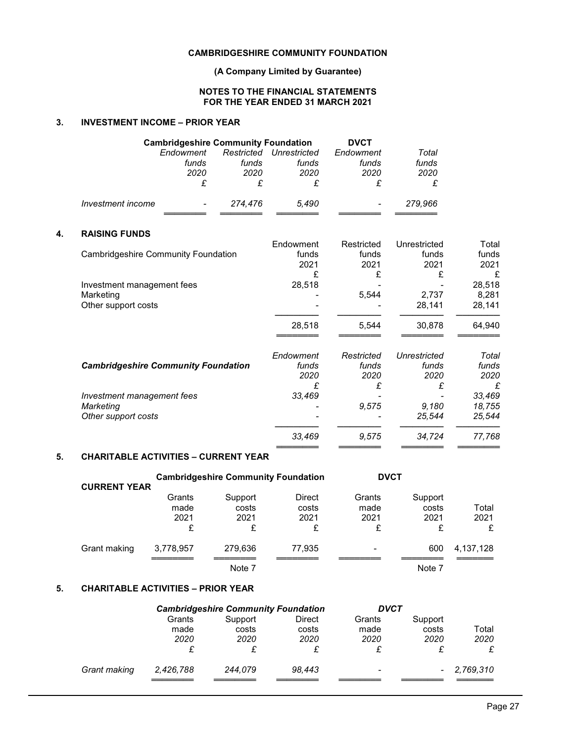**CAMBRIDGESHIRE COMMUNITY FOUNDATION**

**(A Company Limited by Guarantee)**

**NOTES TO THE FINANCIAL STATEMENTS FOR THE YEAR ENDED 31 MARCH 2021**

## 3. INVESTMENT INCOME – PRIOR YEAR

| | Cambridgeshire Community Foundation | | | DVCT | |
|---|---|---|---|---|---|
| | *Endowment funds 2020 £* | *Restricted funds 2020 £* | *Unrestricted funds 2020 £* | *Endowment funds 2020 £* | *Total funds 2020 £* |
| *Investment income* | - | *274,476* | *5,490* | - | *279,966* |

## 4. RAISING FUNDS

| Cambridgeshire Community Foundation | Endowment funds 2021 £ | Restricted funds 2021 £ | Unrestricted funds 2021 £ | Total funds 2021 £ |
|---|---|---|---|---|
| Investment management fees | 28,518 | - | - | 28,518 |
| Marketing | - | 5,544 | 2,737 | 8,281 |
| Other support costs | - | - | 28,141 | 28,141 |
| | 28,518 | 5,544 | 30,878 | 64,940 |

| ***Cambridgeshire Community Foundation*** | *Endowment funds 2020 £* | *Restricted funds 2020 £* | *Unrestricted funds 2020 £* | *Total funds 2020 £* |
|---|---|---|---|---|
| *Investment management fees* | *33,469* | - | - | *33,469* |
| *Marketing* | - | *9,575* | *9,180* | *18,755* |
| *Other support costs* | - | - | *25,544* | *25,544* |
| | *33,469* | *9,575* | *34,724* | *77,768* |

## 5. CHARITABLE ACTIVITIES – CURRENT YEAR

| CURRENT YEAR | Cambridgeshire Community Foundation | | | DVCT | | |
|---|---|---|---|---|---|---|
| | Grants made 2021 £ | Support costs 2021 £ | Direct costs 2021 £ | Grants made 2021 £ | Support costs 2021 £ | Total 2021 £ |
| Grant making | 3,778,957 | 279,636 | 77,935 | - | 600 | 4,137,128 |
| | | Note 7 | | | Note 7 | |

## 5. CHARITABLE ACTIVITIES – PRIOR YEAR

| | *Cambridgeshire Community Foundation* | | | *DVCT* | | |
|---|---|---|---|---|---|---|
| | Grants made *2020* £ | Support costs *2020* £ | Direct costs *2020* £ | Grants made *2020* £ | Support costs *2020* £ | Total *2020* £ |
| *Grant making* | *2,426,788* | *244,079* | *98,443* | - | - | *2,769,310* |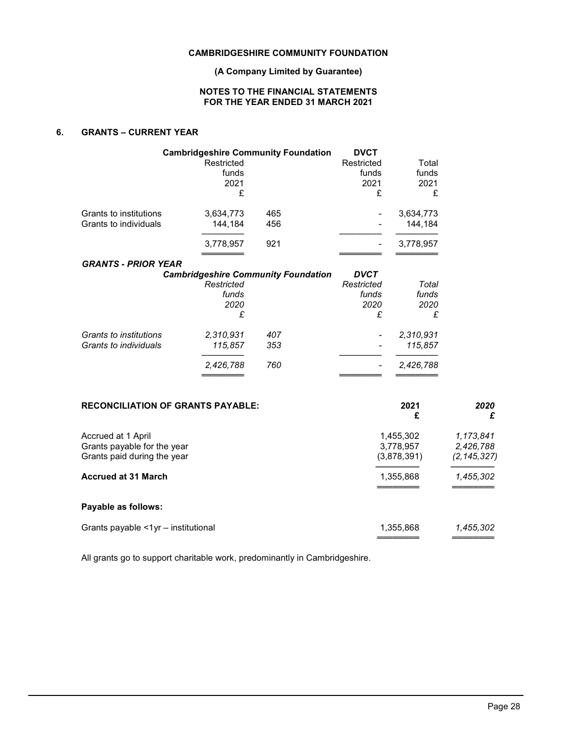## CAMBRIDGESHIRE COMMUNITY FOUNDATION

**(A Company Limited by Guarantee)**

**NOTES TO THE FINANCIAL STATEMENTS FOR THE YEAR ENDED 31 MARCH 2021**

### 6. GRANTS – CURRENT YEAR

| | Cambridgeshire Community Foundation Restricted funds 2021 £ | | DVCT Restricted funds 2021 £ | Total funds 2021 £ |
|---|---|---|---|---|
| Grants to institutions | 3,634,773 | 465 | - | 3,634,773 |
| Grants to individuals | 144,184 | 456 | - | 144,184 |
| | 3,778,957 | 921 | - | 3,778,957 |

***GRANTS - PRIOR YEAR***

| | *Cambridgeshire Community Foundation Restricted funds 2020 £* | | *DVCT Restricted funds 2020 £* | *Total funds 2020 £* |
|---|---|---|---|---|
| *Grants to institutions* | *2,310,931* | *407* | *-* | *2,310,931* |
| *Grants to individuals* | *115,857* | *353* | *-* | *115,857* |
| | *2,426,788* | *760* | *-* | *2,426,788* |

| **RECONCILIATION OF GRANTS PAYABLE:** | **2021 £** | ***2020 £*** |
|---|---|---|
| Accrued at 1 April | 1,455,302 | *1,173,841* |
| Grants payable for the year | 3,778,957 | *2,426,788* |
| Grants paid during the year | (3,878,391) | *(2,145,327)* |
| **Accrued at 31 March** | 1,355,868 | *1,455,302* |
| **Payable as follows:** | | |
| Grants payable <1yr – institutional | 1,355,868 | *1,455,302* |

All grants go to support charitable work, predominantly in Cambridgeshire.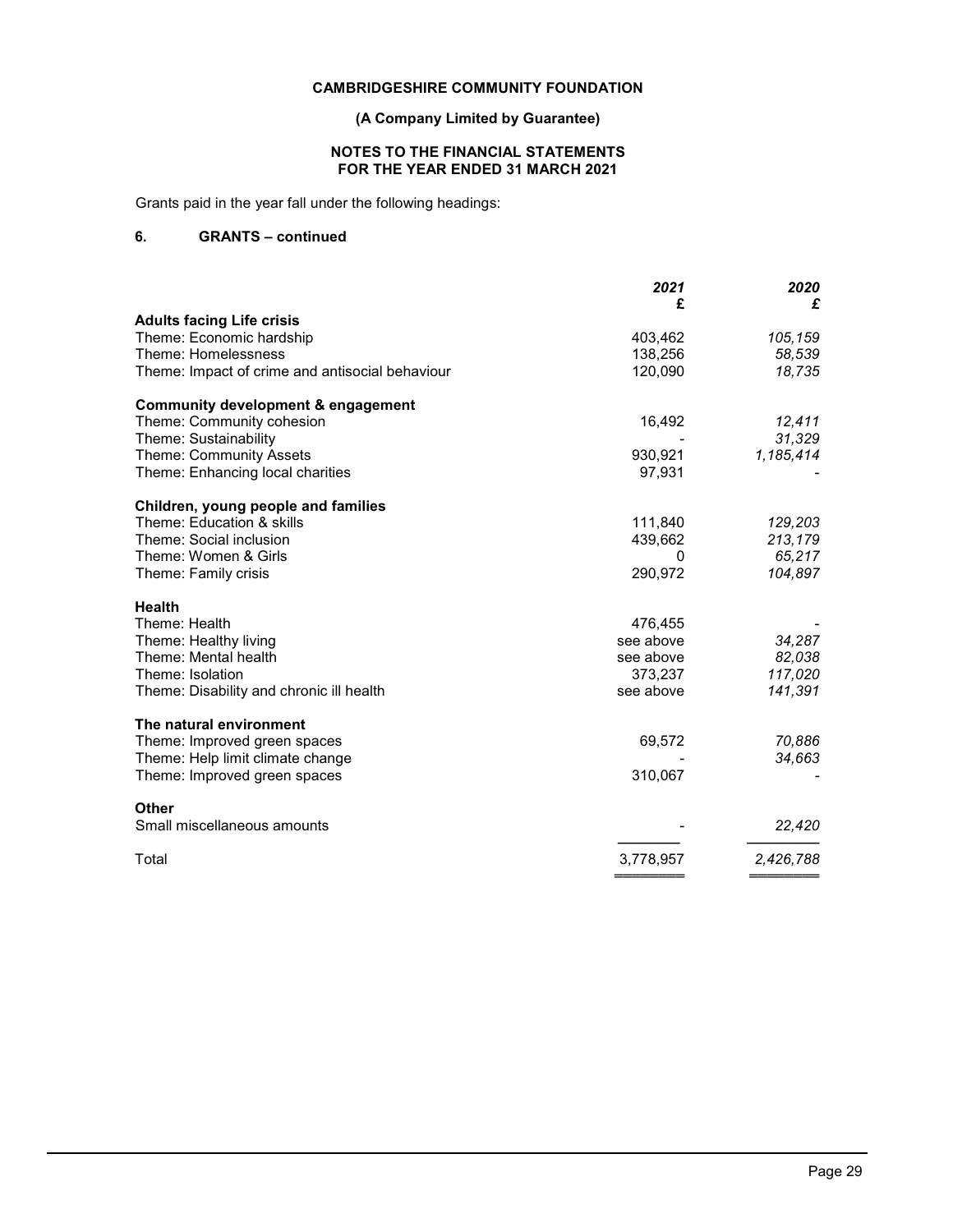**CAMBRIDGESHIRE COMMUNITY FOUNDATION**

**(A Company Limited by Guarantee)**

**NOTES TO THE FINANCIAL STATEMENTS FOR THE YEAR ENDED 31 MARCH 2021**

Grants paid in the year fall under the following headings:

## 6. GRANTS – continued

| | *2021* £ | *2020* £ |
|---|---|---|
| **Adults facing Life crisis** | | |
| Theme: Economic hardship | 403,462 | *105,159* |
| Theme: Homelessness | 138,256 | *58,539* |
| Theme: Impact of crime and antisocial behaviour | 120,090 | *18,735* |
| **Community development & engagement** | | |
| Theme: Community cohesion | 16,492 | *12,411* |
| Theme: Sustainability | - | *31,329* |
| Theme: Community Assets | 930,921 | *1,185,414* |
| Theme: Enhancing local charities | 97,931 | - |
| **Children, young people and families** | | |
| Theme: Education & skills | 111,840 | *129,203* |
| Theme: Social inclusion | 439,662 | *213,179* |
| Theme: Women & Girls | 0 | *65,217* |
| Theme: Family crisis | 290,972 | *104,897* |
| **Health** | | |
| Theme: Health | 476,455 | - |
| Theme: Healthy living | see above | *34,287* |
| Theme: Mental health | see above | *82,038* |
| Theme: Isolation | 373,237 | *117,020* |
| Theme: Disability and chronic ill health | see above | *141,391* |
| **The natural environment** | | |
| Theme: Improved green spaces | 69,572 | *70,886* |
| Theme: Help limit climate change | - | *34,663* |
| Theme: Improved green spaces | 310,067 | - |
| **Other** | | |
| Small miscellaneous amounts | - | *22,420* |
| Total | 3,778,957 | *2,426,788* |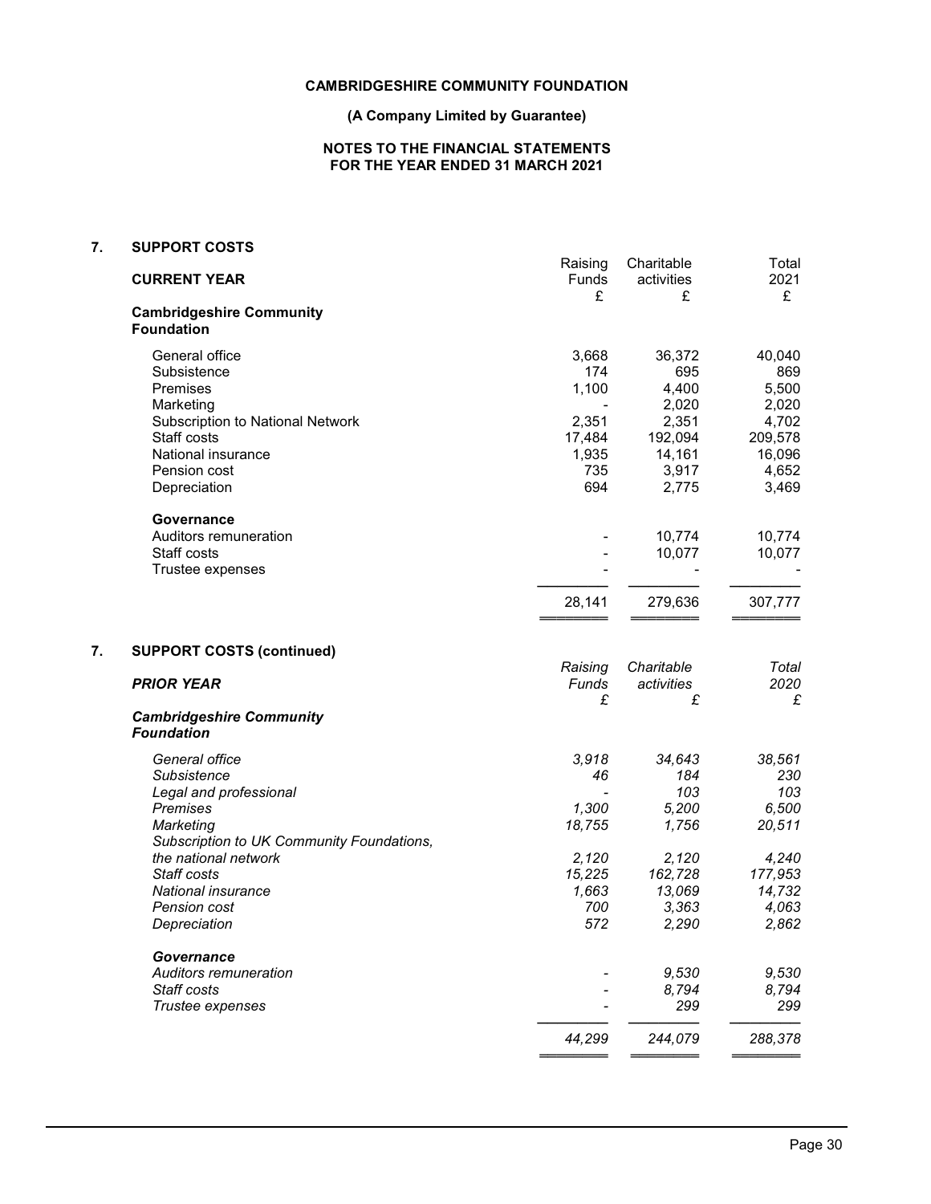## 7. SUPPORT COSTS

| CURRENT YEAR | Raising Funds £ | Charitable activities £ | Total 2021 £ |
|---|---|---|---|
| **Cambridgeshire Community Foundation** | | | |
| General office | 3,668 | 36,372 | 40,040 |
| Subsistence | 174 | 695 | 869 |
| Premises | 1,100 | 4,400 | 5,500 |
| Marketing | - | 2,020 | 2,020 |
| Subscription to National Network | 2,351 | 2,351 | 4,702 |
| Staff costs | 17,484 | 192,094 | 209,578 |
| National insurance | 1,935 | 14,161 | 16,096 |
| Pension cost | 735 | 3,917 | 4,652 |
| Depreciation | 694 | 2,775 | 3,469 |
| **Governance** | | | |
| Auditors remuneration | - | 10,774 | 10,774 |
| Staff costs | - | 10,077 | 10,077 |
| Trustee expenses | - | - | - |
| | 28,141 | 279,636 | 307,777 |

## 7. SUPPORT COSTS (continued)

| *PRIOR YEAR* | *Raising Funds £* | *Charitable activities £* | *Total 2020 £* |
|---|---|---|---|
| ***Cambridgeshire Community Foundation*** | | | |
| *General office* | *3,918* | *34,643* | *38,561* |
| *Subsistence* | *46* | *184* | *230* |
| *Legal and professional* | *-* | *103* | *103* |
| *Premises* | *1,300* | *5,200* | *6,500* |
| *Marketing* | *18,755* | *1,756* | *20,511* |
| *Subscription to UK Community Foundations, the national network* | *2,120* | *2,120* | *4,240* |
| *Staff costs* | *15,225* | *162,728* | *177,953* |
| *National insurance* | *1,663* | *13,069* | *14,732* |
| *Pension cost* | *700* | *3,363* | *4,063* |
| *Depreciation* | *572* | *2,290* | *2,862* |
| ***Governance*** | | | |
| *Auditors remuneration* | *-* | *9,530* | *9,530* |
| *Staff costs* | *-* | *8,794* | *8,794* |
| *Trustee expenses* | *-* | *299* | *299* |
| | *44,299* | *244,079* | *288,378* |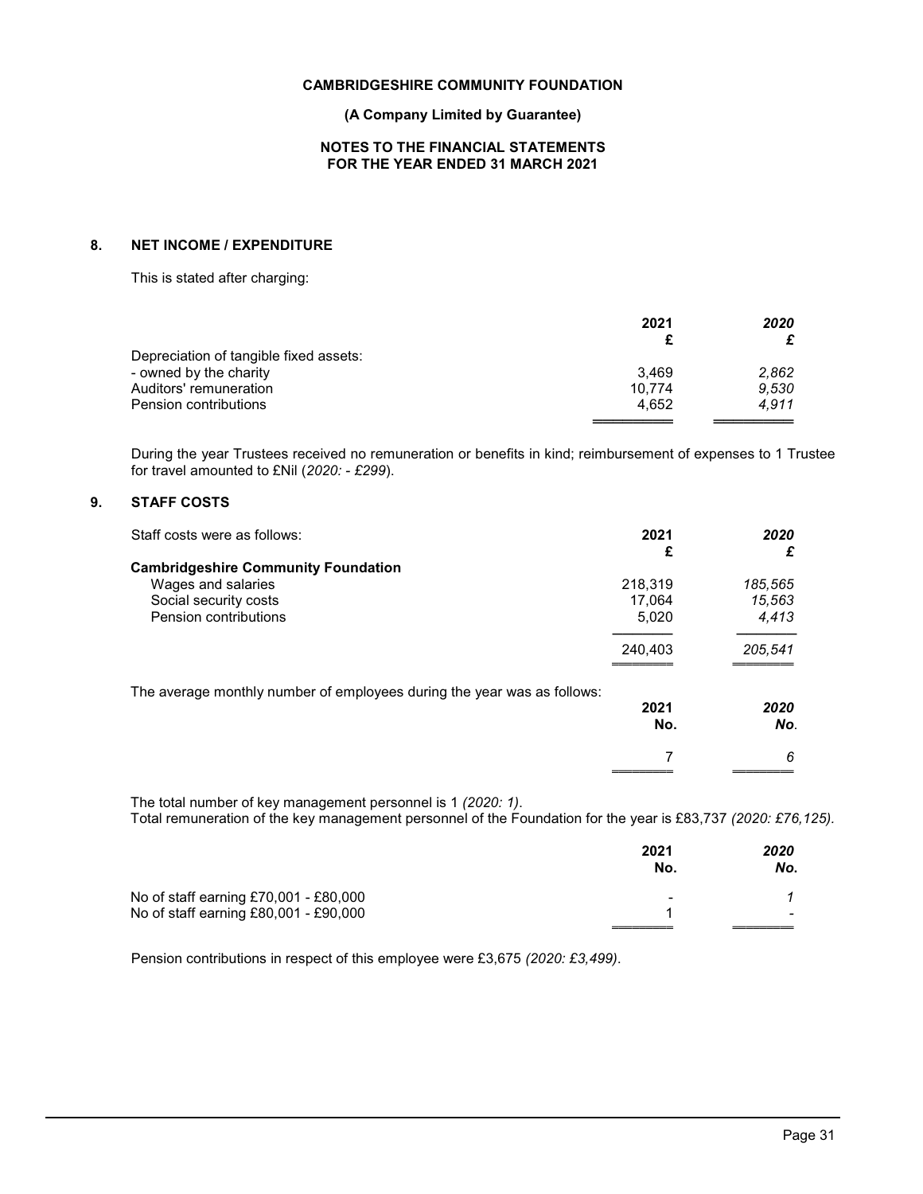**CAMBRIDGESHIRE COMMUNITY FOUNDATION**

**(A Company Limited by Guarantee)**

**NOTES TO THE FINANCIAL STATEMENTS FOR THE YEAR ENDED 31 MARCH 2021**

## 8. NET INCOME / EXPENDITURE

This is stated after charging:

| | 2021 £ | *2020 £* |
|---|---|---|
| Depreciation of tangible fixed assets: | | |
| - owned by the charity | 3,469 | *2,862* |
| Auditors' remuneration | 10,774 | *9,530* |
| Pension contributions | 4,652 | *4,911* |

During the year Trustees received no remuneration or benefits in kind; reimbursement of expenses to 1 Trustee for travel amounted to £Nil (*2020: - £299*).

## 9. STAFF COSTS

| Staff costs were as follows: | 2021 £ | *2020 £* |
|---|---|---|
| **Cambridgeshire Community Foundation** | | |
| Wages and salaries | 218,319 | *185,565* |
| Social security costs | 17,064 | *15,563* |
| Pension contributions | 5,020 | *4,413* |
| | 240,403 | *205,541* |

The average monthly number of employees during the year was as follows:

| | 2021 No. | *2020 No.* |
|---|---|---|
| | 7 | *6* |

The total number of key management personnel is 1 *(2020: 1)*.
Total remuneration of the key management personnel of the Foundation for the year is £83,737 *(2020: £76,125).*

| | 2021 No. | *2020 No.* |
|---|---|---|
| No of staff earning £70,001 - £80,000 | - | *1* |
| No of staff earning £80,001 - £90,000 | 1 | - |

Pension contributions in respect of this employee were £3,675 *(2020: £3,499)*.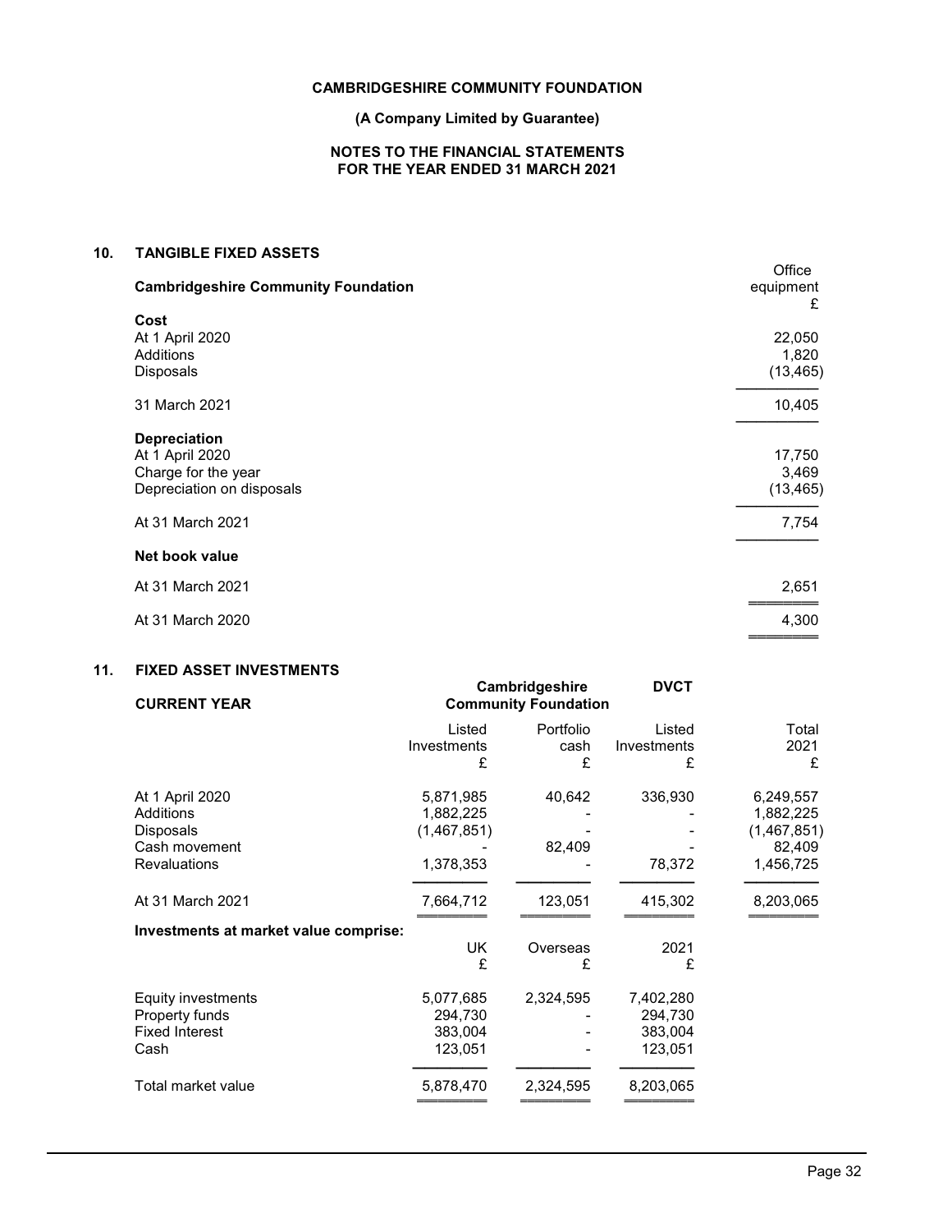**CAMBRIDGESHIRE COMMUNITY FOUNDATION**

**(A Company Limited by Guarantee)**

**NOTES TO THE FINANCIAL STATEMENTS FOR THE YEAR ENDED 31 MARCH 2021**

## 10. TANGIBLE FIXED ASSETS

| **Cambridgeshire Community Foundation** | Office equipment £ |
|---|---|
| **Cost** | |
| At 1 April 2020 | 22,050 |
| Additions | 1,820 |
| Disposals | (13,465) |
| 31 March 2021 | 10,405 |
| **Depreciation** | |
| At 1 April 2020 | 17,750 |
| Charge for the year | 3,469 |
| Depreciation on disposals | (13,465) |
| At 31 March 2021 | 7,754 |
| **Net book value** | |
| At 31 March 2021 | 2,651 |
| At 31 March 2020 | 4,300 |

## 11. FIXED ASSET INVESTMENTS

| **CURRENT YEAR** | Cambridgeshire Community Foundation | | DVCT | |
|---|---|---|---|---|
| | Listed Investments £ | Portfolio cash £ | Listed Investments £ | Total 2021 £ |
| At 1 April 2020 | 5,871,985 | 40,642 | 336,930 | 6,249,557 |
| Additions | 1,882,225 | - | - | 1,882,225 |
| Disposals | (1,467,851) | - | - | (1,467,851) |
| Cash movement | - | 82,409 | - | 82,409 |
| Revaluations | 1,378,353 | - | 78,372 | 1,456,725 |
| At 31 March 2021 | 7,664,712 | 123,051 | 415,302 | 8,203,065 |

**Investments at market value comprise:**

| | UK £ | Overseas £ | 2021 £ |
|---|---|---|---|
| Equity investments | 5,077,685 | 2,324,595 | 7,402,280 |
| Property funds | 294,730 | - | 294,730 |
| Fixed Interest | 383,004 | - | 383,004 |
| Cash | 123,051 | - | 123,051 |
| Total market value | 5,878,470 | 2,324,595 | 8,203,065 |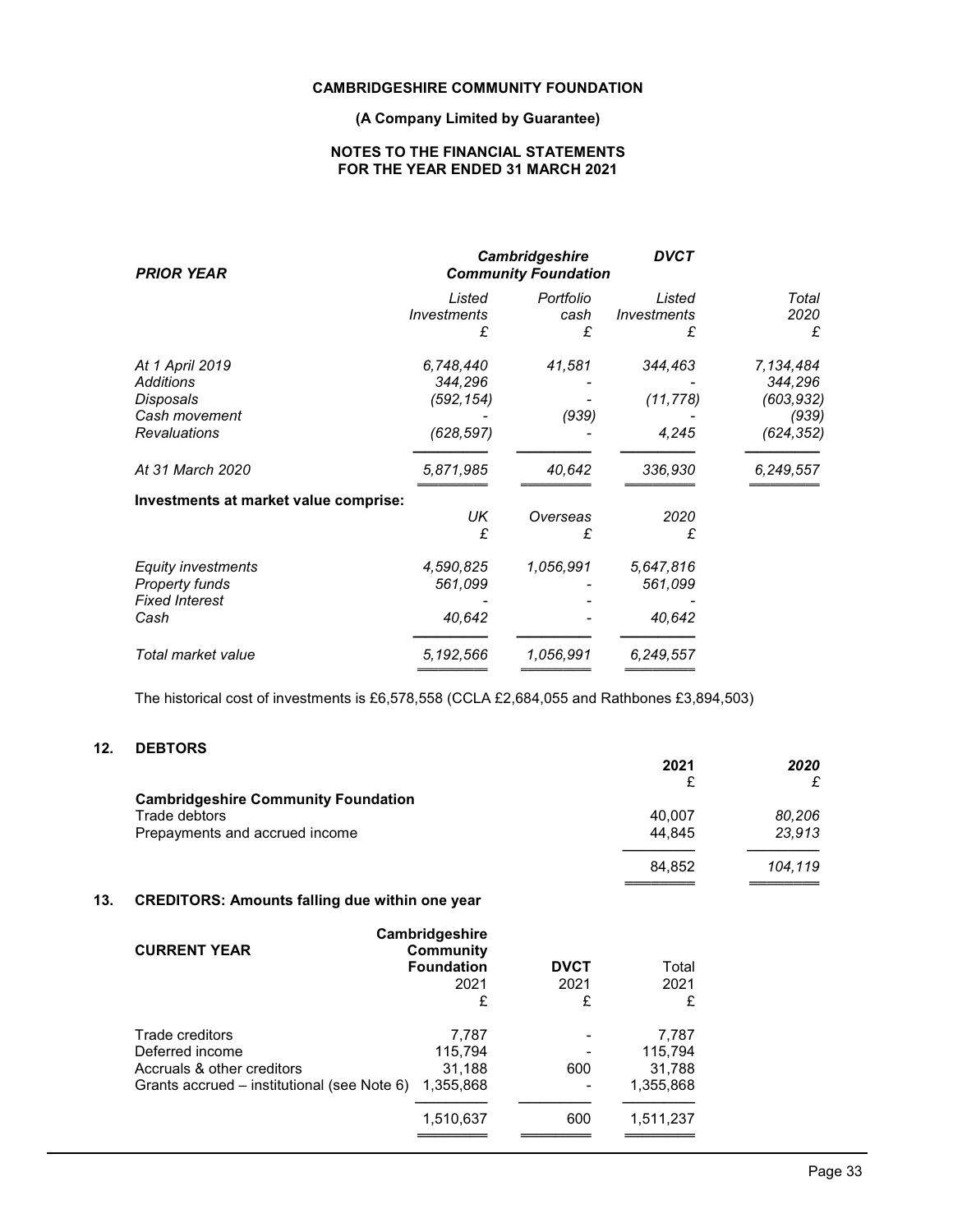**CAMBRIDGESHIRE COMMUNITY FOUNDATION**

**(A Company Limited by Guarantee)**

**NOTES TO THE FINANCIAL STATEMENTS**
**FOR THE YEAR ENDED 31 MARCH 2021**

| ***PRIOR YEAR*** | ***Cambridgeshire Community Foundation*** | | ***DVCT*** | |
|---|---|---|---|---|
| | *Listed Investments* | *Portfolio cash* | *Listed Investments* | *Total 2020* |
| | *£* | *£* | *£* | *£* |
| *At 1 April 2019* | *6,748,440* | *41,581* | *344,463* | *7,134,484* |
| *Additions* | *344,296* | *-* | *-* | *344,296* |
| *Disposals* | *(592,154)* | *-* | *(11,778)* | *(603,932)* |
| *Cash movement* | *-* | *(939)* | *-* | *(939)* |
| *Revaluations* | *(628,597)* | *-* | *4,245* | *(624,352)* |
| *At 31 March 2020* | *5,871,985* | *40,642* | *336,930* | *6,249,557* |

**Investments at market value comprise:**

| | *UK* | *Overseas* | *2020* |
|---|---|---|---|
| | *£* | *£* | *£* |
| *Equity investments* | *4,590,825* | *1,056,991* | *5,647,816* |
| *Property funds* | *561,099* | *-* | *561,099* |
| *Fixed Interest* | *-* | *-* | *-* |
| *Cash* | *40,642* | *-* | *40,642* |
| *Total market value* | *5,192,566* | *1,056,991* | *6,249,557* |

The historical cost of investments is £6,578,558 (CCLA £2,684,055 and Rathbones £3,894,503)

## 12. DEBTORS

| | **2021** | ***2020*** |
|---|---|---|
| | £ | *£* |
| **Cambridgeshire Community Foundation** | | |
| Trade debtors | 40,007 | *80,206* |
| Prepayments and accrued income | 44,845 | *23,913* |
| | 84,852 | *104,119* |

## 13. CREDITORS: Amounts falling due within one year

| **CURRENT YEAR** | **Cambridgeshire Community Foundation** | **DVCT** | Total |
|---|---|---|---|
| | 2021 | 2021 | 2021 |
| | £ | £ | £ |
| Trade creditors | 7,787 | - | 7,787 |
| Deferred income | 115,794 | - | 115,794 |
| Accruals & other creditors | 31,188 | 600 | 31,788 |
| Grants accrued – institutional (see Note 6) | 1,355,868 | - | 1,355,868 |
| | 1,510,637 | 600 | 1,511,237 |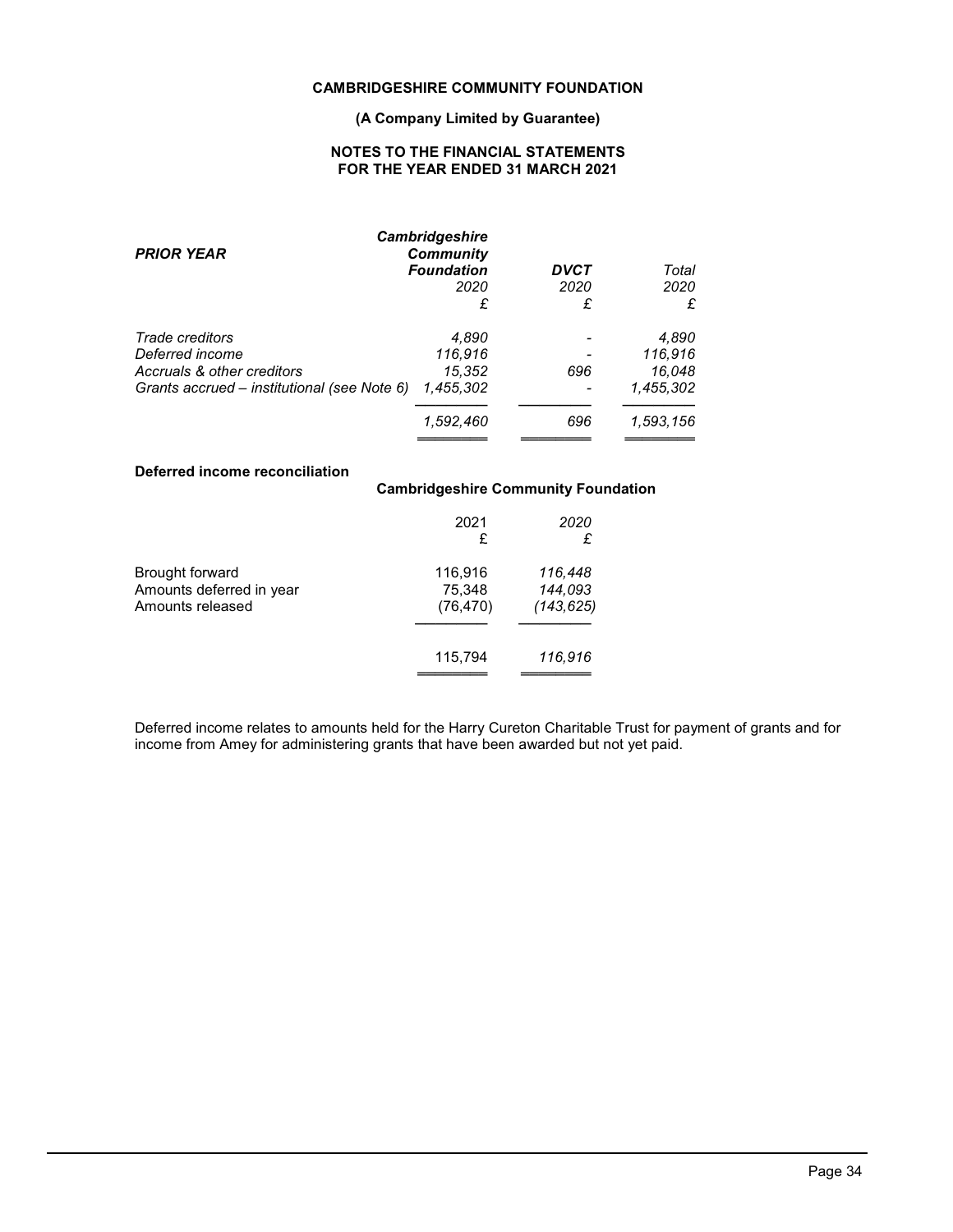**CAMBRIDGESHIRE COMMUNITY FOUNDATION**

**(A Company Limited by Guarantee)**

**NOTES TO THE FINANCIAL STATEMENTS FOR THE YEAR ENDED 31 MARCH 2021**

| ***PRIOR YEAR*** | ***Cambridgeshire Community Foundation*** *2020* *£* | ***DVCT*** *2020* *£* | *Total* *2020* *£* |
|---|---|---|---|
| *Trade creditors* | *4,890* | *-* | *4,890* |
| *Deferred income* | *116,916* | *-* | *116,916* |
| *Accruals & other creditors* | *15,352* | *696* | *16,048* |
| *Grants accrued – institutional (see Note 6)* | *1,455,302* | *-* | *1,455,302* |
| | *1,592,460* | *696* | *1,593,156* |

**Deferred income reconciliation**

| | **Cambridgeshire Community Foundation** | |
|---|---|---|
| | 2021 £ | *2020* *£* |
| Brought forward | 116,916 | *116,448* |
| Amounts deferred in year | 75,348 | *144,093* |
| Amounts released | (76,470) | *(143,625)* |
| | 115,794 | *116,916* |

Deferred income relates to amounts held for the Harry Cureton Charitable Trust for payment of grants and for income from Amey for administering grants that have been awarded but not yet paid.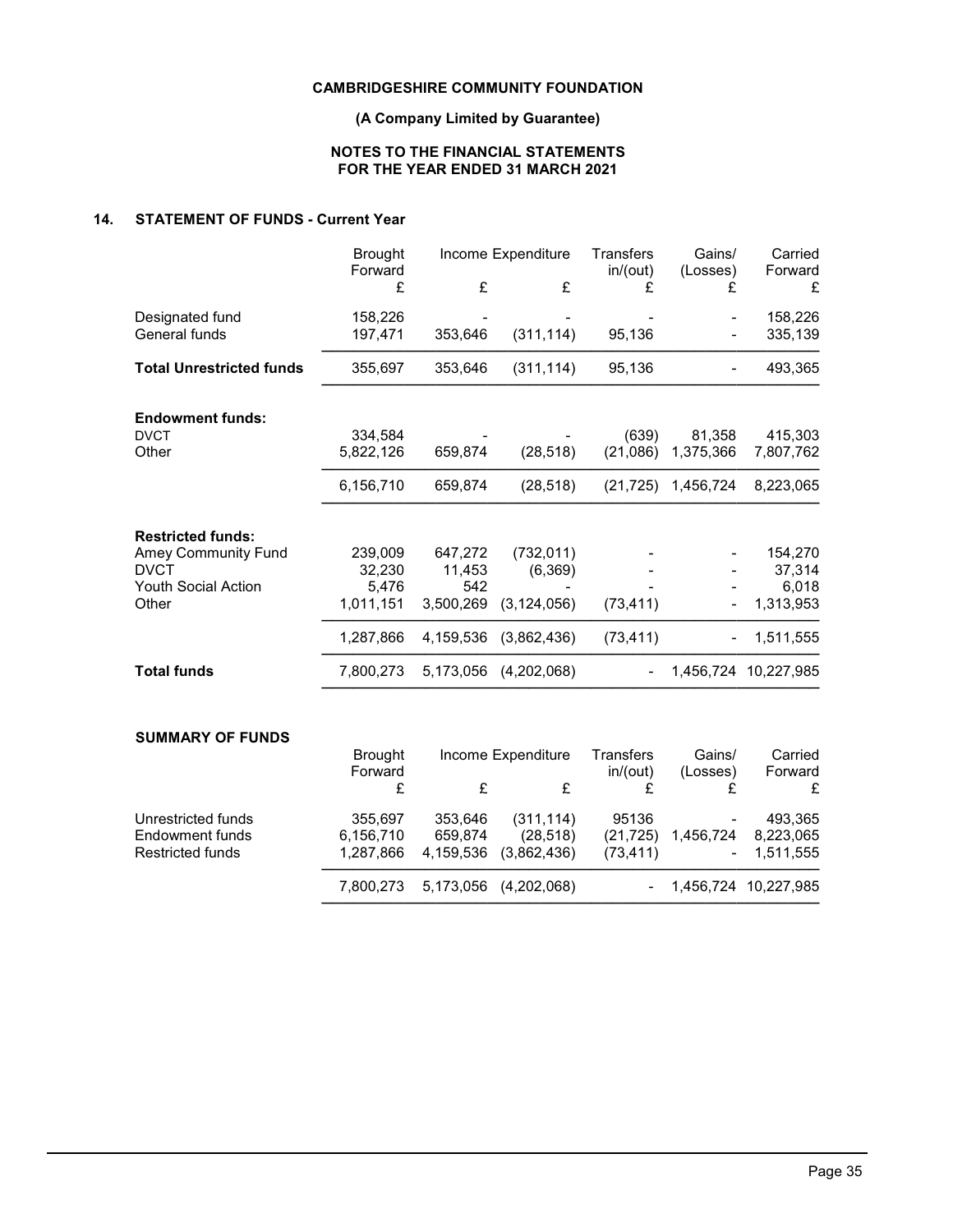**CAMBRIDGESHIRE COMMUNITY FOUNDATION**

**(A Company Limited by Guarantee)**

**NOTES TO THE FINANCIAL STATEMENTS**
**FOR THE YEAR ENDED 31 MARCH 2021**

## 14. STATEMENT OF FUNDS - Current Year

| | Brought Forward £ | Income £ | Expenditure £ | Transfers in/(out) £ | Gains/ (Losses) £ | Carried Forward £ |
|---|---|---|---|---|---|---|
| Designated fund | 158,226 | - | - | - | - | 158,226 |
| General funds | 197,471 | 353,646 | (311,114) | 95,136 | - | 335,139 |
| **Total Unrestricted funds** | 355,697 | 353,646 | (311,114) | 95,136 | - | 493,365 |
| **Endowment funds:** | | | | | | |
| DVCT | 334,584 | - | - | (639) | 81,358 | 415,303 |
| Other | 5,822,126 | 659,874 | (28,518) | (21,086) | 1,375,366 | 7,807,762 |
| | 6,156,710 | 659,874 | (28,518) | (21,725) | 1,456,724 | 8,223,065 |
| **Restricted funds:** | | | | | | |
| Amey Community Fund | 239,009 | 647,272 | (732,011) | - | - | 154,270 |
| DVCT | 32,230 | 11,453 | (6,369) | - | - | 37,314 |
| Youth Social Action | 5,476 | 542 | - | - | - | 6,018 |
| Other | 1,011,151 | 3,500,269 | (3,124,056) | (73,411) | - | 1,313,953 |
| | 1,287,866 | 4,159,536 | (3,862,436) | (73,411) | - | 1,511,555 |
| **Total funds** | 7,800,273 | 5,173,056 | (4,202,068) | - | 1,456,724 | 10,227,985 |

### SUMMARY OF FUNDS

| | Brought Forward £ | Income £ | Expenditure £ | Transfers in/(out) £ | Gains/ (Losses) £ | Carried Forward £ |
|---|---|---|---|---|---|---|
| Unrestricted funds | 355,697 | 353,646 | (311,114) | 95136 | - | 493,365 |
| Endowment funds | 6,156,710 | 659,874 | (28,518) | (21,725) | 1,456,724 | 8,223,065 |
| Restricted funds | 1,287,866 | 4,159,536 | (3,862,436) | (73,411) | - | 1,511,555 |
| | 7,800,273 | 5,173,056 | (4,202,068) | - | 1,456,724 | 10,227,985 |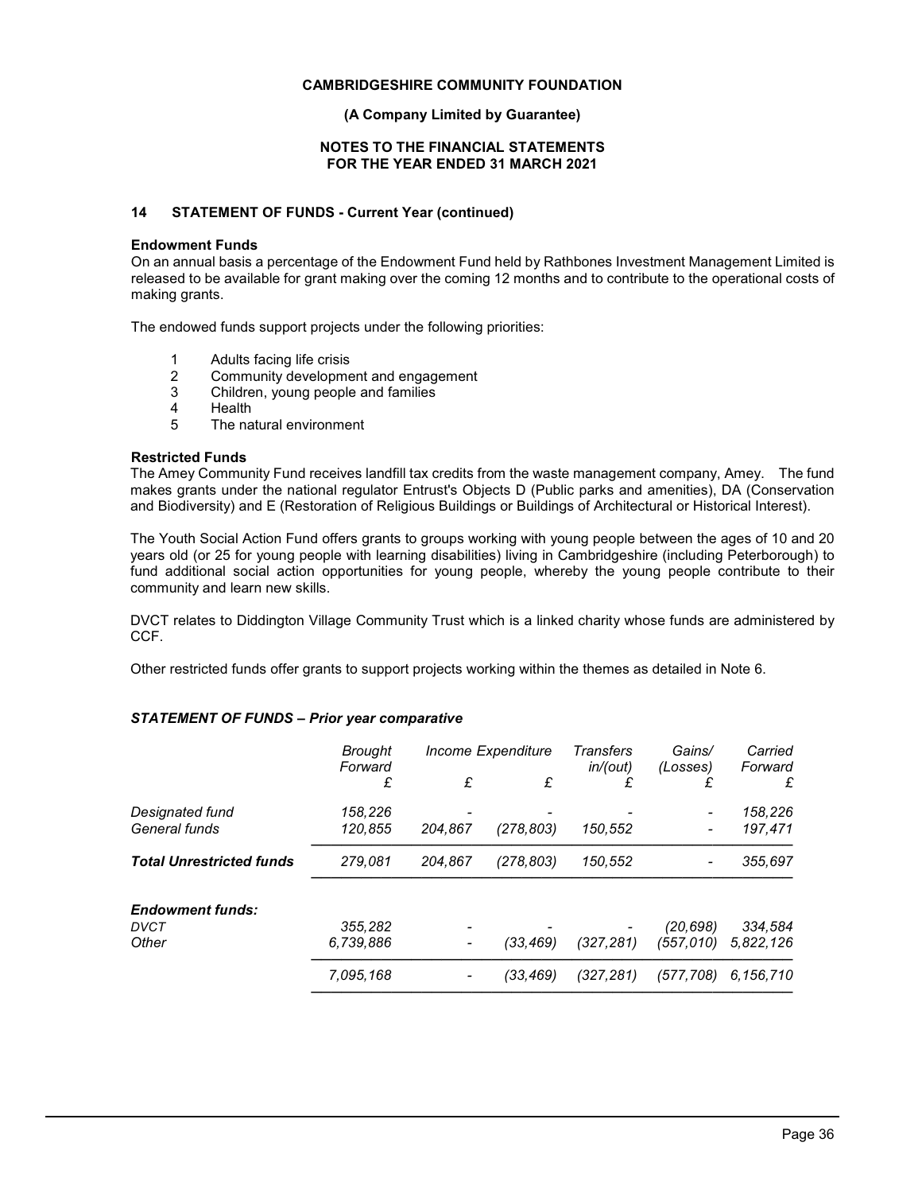**CAMBRIDGESHIRE COMMUNITY FOUNDATION**

**(A Company Limited by Guarantee)**

**NOTES TO THE FINANCIAL STATEMENTS FOR THE YEAR ENDED 31 MARCH 2021**

## 14 STATEMENT OF FUNDS - Current Year (continued)

**Endowment Funds**

On an annual basis a percentage of the Endowment Fund held by Rathbones Investment Management Limited is released to be available for grant making over the coming 12 months and to contribute to the operational costs of making grants.

The endowed funds support projects under the following priorities:

1. Adults facing life crisis
2. Community development and engagement
3. Children, young people and families
4. Health
5. The natural environment

**Restricted Funds**

The Amey Community Fund receives landfill tax credits from the waste management company, Amey. The fund makes grants under the national regulator Entrust's Objects D (Public parks and amenities), DA (Conservation and Biodiversity) and E (Restoration of Religious Buildings or Buildings of Architectural or Historical Interest).

The Youth Social Action Fund offers grants to groups working with young people between the ages of 10 and 20 years old (or 25 for young people with learning disabilities) living in Cambridgeshire (including Peterborough) to fund additional social action opportunities for young people, whereby the young people contribute to their community and learn new skills.

DVCT relates to Diddington Village Community Trust which is a linked charity whose funds are administered by CCF.

Other restricted funds offer grants to support projects working within the themes as detailed in Note 6.

***STATEMENT OF FUNDS – Prior year comparative***

| | *Brought Forward* | *Income* | *Expenditure* | *Transfers in/(out)* | *Gains/ (Losses)* | *Carried Forward* |
|---|---|---|---|---|---|---|
| | *£* | *£* | *£* | *£* | *£* | *£* |
| *Designated fund* | *158,226* | *-* | *-* | *-* | *-* | *158,226* |
| *General funds* | *120,855* | *204,867* | *(278,803)* | *150,552* | *-* | *197,471* |
| ***Total Unrestricted funds*** | *279,081* | *204,867* | *(278,803)* | *150,552* | *-* | *355,697* |
| | | | | | | |
| ***Endowment funds:*** | | | | | | |
| *DVCT* | *355,282* | *-* | *-* | *-* | *(20,698)* | *334,584* |
| *Other* | *6,739,886* | *-* | *(33,469)* | *(327,281)* | *(557,010)* | *5,822,126* |
| | *7,095,168* | *-* | *(33,469)* | *(327,281)* | *(577,708)* | *6,156,710* |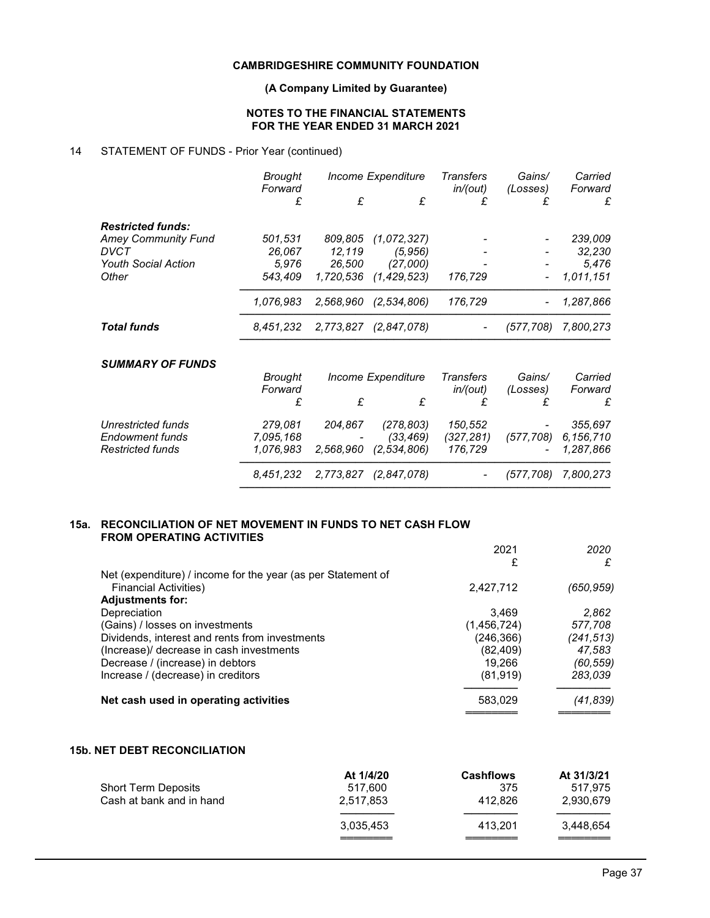**CAMBRIDGESHIRE COMMUNITY FOUNDATION**

**(A Company Limited by Guarantee)**

**NOTES TO THE FINANCIAL STATEMENTS FOR THE YEAR ENDED 31 MARCH 2021**

## 14 STATEMENT OF FUNDS - Prior Year (continued)

| | *Brought Forward* | *Income* | *Expenditure* | *Transfers in/(out)* | *Gains/ (Losses)* | *Carried Forward* |
|---|---|---|---|---|---|---|
| | *£* | *£* | *£* | *£* | *£* | *£* |
| ***Restricted funds:*** | | | | | | |
| *Amey Community Fund* | *501,531* | *809,805* | *(1,072,327)* | *-* | *-* | *239,009* |
| *DVCT* | *26,067* | *12,119* | *(5,956)* | *-* | *-* | *32,230* |
| *Youth Social Action* | *5,976* | *26,500* | *(27,000)* | *-* | *-* | *5,476* |
| *Other* | *543,409* | *1,720,536* | *(1,429,523)* | *176,729* | *-* | *1,011,151* |
| | *1,076,983* | *2,568,960* | *(2,534,806)* | *176,729* | *-* | *1,287,866* |
| ***Total funds*** | *8,451,232* | *2,773,827* | *(2,847,078)* | *-* | *(577,708)* | *7,800,273* |

### *SUMMARY OF FUNDS*

| | *Brought Forward* | *Income* | *Expenditure* | *Transfers in/(out)* | *Gains/ (Losses)* | *Carried Forward* |
|---|---|---|---|---|---|---|
| | *£* | *£* | *£* | *£* | *£* | *£* |
| *Unrestricted funds* | *279,081* | *204,867* | *(278,803)* | *150,552* | *-* | *355,697* |
| *Endowment funds* | *7,095,168* | *-* | *(33,469)* | *(327,281)* | *(577,708)* | *6,156,710* |
| *Restricted funds* | *1,076,983* | *2,568,960* | *(2,534,806)* | *176,729* | *-* | *1,287,866* |
| | *8,451,232* | *2,773,827* | *(2,847,078)* | *-* | *(577,708)* | *7,800,273* |

## 15a. RECONCILIATION OF NET MOVEMENT IN FUNDS TO NET CASH FLOW FROM OPERATING ACTIVITIES

| | 2021 | *2020* |
|---|---|---|
| | £ | *£* |
| Net (expenditure) / income for the year (as per Statement of Financial Activities) | 2,427,712 | *(650,959)* |
| **Adjustments for:** | | |
| Depreciation | 3,469 | *2,862* |
| (Gains) / losses on investments | (1,456,724) | *577,708* |
| Dividends, interest and rents from investments | (246,366) | *(241,513)* |
| (Increase)/ decrease in cash investments | (82,409) | *47,583* |
| Decrease / (increase) in debtors | 19,266 | *(60,559)* |
| Increase / (decrease) in creditors | (81,919) | *283,039* |
| **Net cash used in operating activities** | 583,029 | *(41,839)* |

## 15b. NET DEBT RECONCILIATION

| | **At 1/4/20** | **Cashflows** | **At 31/3/21** |
|---|---|---|---|
| Short Term Deposits | 517,600 | 375 | 517,975 |
| Cash at bank and in hand | 2,517,853 | 412,826 | 2,930,679 |
| | 3,035,453 | 413,201 | 3,448,654 |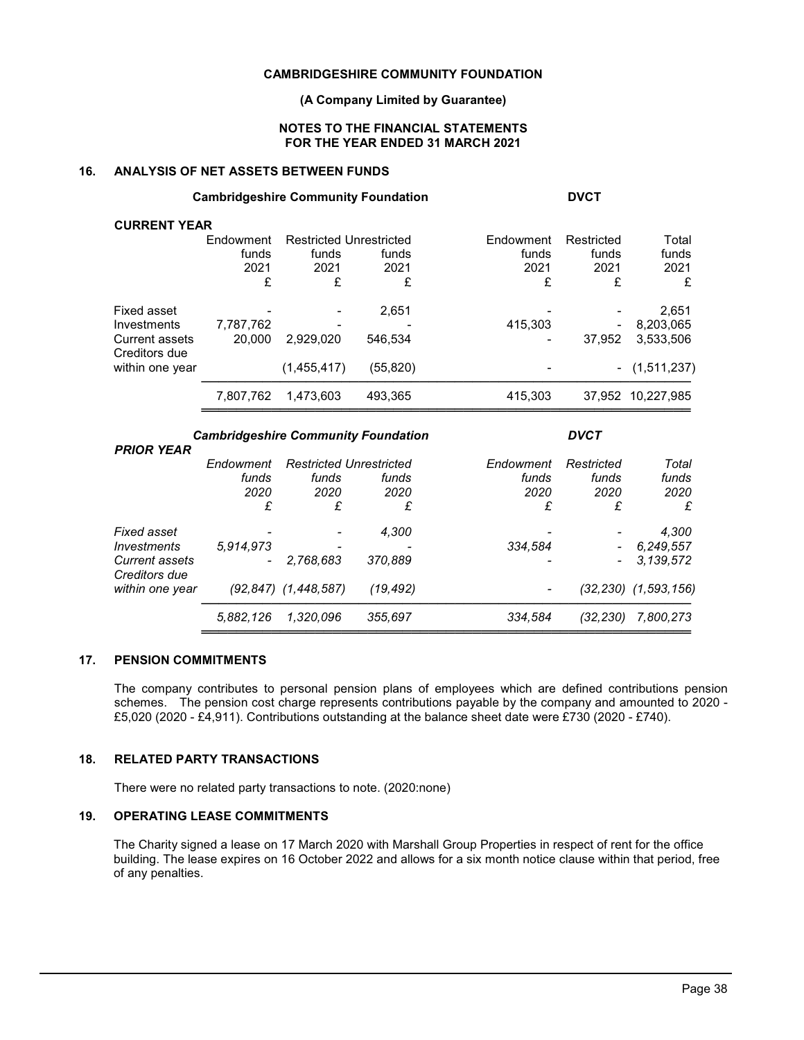**CAMBRIDGESHIRE COMMUNITY FOUNDATION**

**(A Company Limited by Guarantee)**

**NOTES TO THE FINANCIAL STATEMENTS FOR THE YEAR ENDED 31 MARCH 2021**

## 16. ANALYSIS OF NET ASSETS BETWEEN FUNDS

**CURRENT YEAR**

| | Cambridgeshire Community Foundation | | | DVCT | | |
|---|---|---|---|---|---|---|
| | Endowment funds 2021 £ | Restricted funds 2021 £ | Unrestricted funds 2021 £ | Endowment funds 2021 £ | Restricted funds 2021 £ | Total funds 2021 £ |
| Fixed asset | - | - | 2,651 | - | - | 2,651 |
| Investments | 7,787,762 | - | - | 415,303 | - | 8,203,065 |
| Current assets | 20,000 | 2,929,020 | 546,534 | - | 37,952 | 3,533,506 |
| Creditors due within one year | | (1,455,417) | (55,820) | - | - | (1,511,237) |
| | 7,807,762 | 1,473,603 | 493,365 | 415,303 | 37,952 | 10,227,985 |

***PRIOR YEAR***

| | *Cambridgeshire Community Foundation* | | | *DVCT* | | |
|---|---|---|---|---|---|---|
| | *Endowment funds 2020 £* | *Restricted funds 2020 £* | *Unrestricted funds 2020 £* | *Endowment funds 2020 £* | *Restricted funds 2020 £* | *Total funds 2020 £* |
| *Fixed asset* | - | - | *4,300* | - | - | *4,300* |
| *Investments* | *5,914,973* | - | - | *334,584* | - | *6,249,557* |
| *Current assets* | - | *2,768,683* | *370,889* | - | - | *3,139,572* |
| *Creditors due within one year* | *(92,847)* | *(1,448,587)* | *(19,492)* | - | *(32,230)* | *(1,593,156)* |
| | *5,882,126* | *1,320,096* | *355,697* | *334,584* | *(32,230)* | *7,800,273* |

## 17. PENSION COMMITMENTS

The company contributes to personal pension plans of employees which are defined contributions pension schemes. The pension cost charge represents contributions payable by the company and amounted to 2020 - £5,020 (2020 - £4,911). Contributions outstanding at the balance sheet date were £730 (2020 - £740).

## 18. RELATED PARTY TRANSACTIONS

There were no related party transactions to note. (2020:none)

## 19. OPERATING LEASE COMMITMENTS

The Charity signed a lease on 17 March 2020 with Marshall Group Properties in respect of rent for the office building. The lease expires on 16 October 2022 and allows for a six month notice clause within that period, free of any penalties.